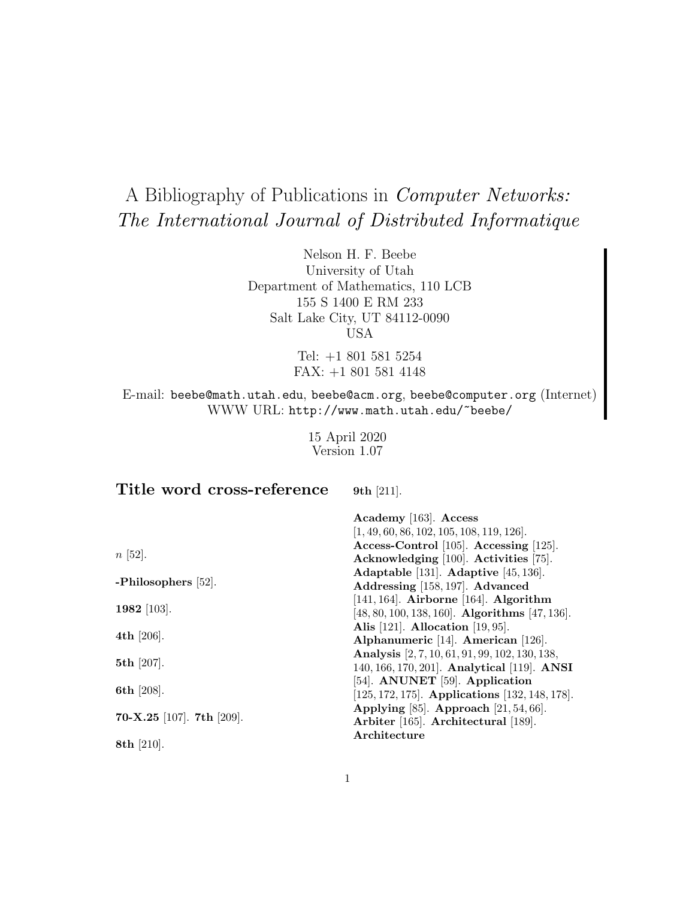# A Bibliography of Publications in *Computer Networks: The International Journal of Distributed Informatique*

Nelson H. F. Beebe
University of Utah
Department of Mathematics, 110 LCB
155 S 1400 E RM 233
Salt Lake City, UT 84112-0090
USA

Tel: +1 801 581 5254
FAX: +1 801 581 4148

E-mail: beebe@math.utah.edu, beebe@acm.org, beebe@computer.org (Internet)
WWW URL: http://www.math.utah.edu/~beebe/

15 April 2020
Version 1.07

## Title word cross-reference

$n$ [52].

**-Philosophers** [52].

**1982** [103].

**4th** [206].

**5th** [207].

**6th** [208].

**70-X.25** [107]. **7th** [209].

**8th** [210].

**9th** [211].

**Academy** [163]. **Access** [1, 49, 60, 86, 102, 105, 108, 119, 126]. **Access-Control** [105]. **Accessing** [125]. **Acknowledging** [100]. **Activities** [75]. **Adaptable** [131]. **Adaptive** [45, 136]. **Addressing** [158, 197]. **Advanced** [141, 164]. **Airborne** [164]. **Algorithm** [48, 80, 100, 138, 160]. **Algorithms** [47, 136]. **Alis** [121]. **Allocation** [19, 95]. **Alphanumeric** [14]. **American** [126]. **Analysis** [2, 7, 10, 61, 91, 99, 102, 130, 138, 140, 166, 170, 201]. **Analytical** [119]. **ANSI** [54]. **ANUNET** [59]. **Application** [125, 172, 175]. **Applications** [132, 148, 178]. **Applying** [85]. **Approach** [21, 54, 66]. **Arbiter** [165]. **Architectural** [189]. **Architecture**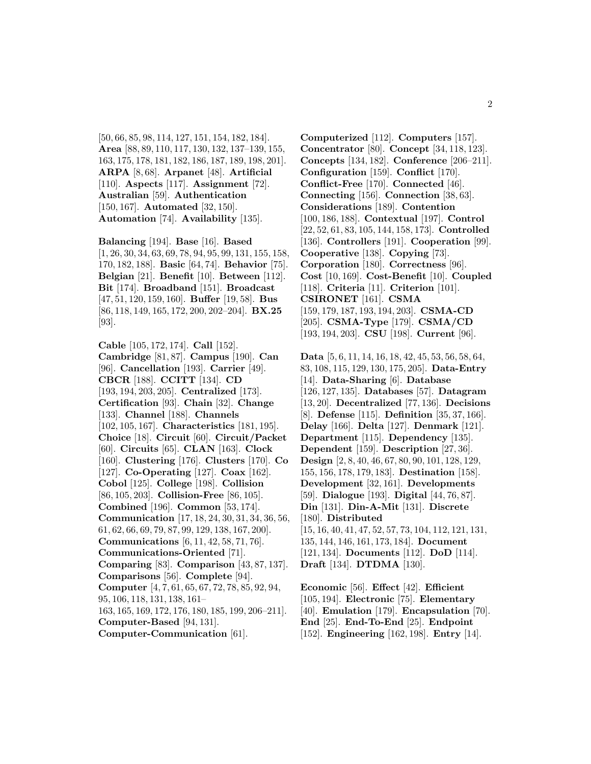[50, 66, 85, 98, 114, 127, 151, 154, 182, 184]. **Area** [88, 89, 110, 117, 130, 132, 137–139, 155, 163, 175, 178, 181, 182, 186, 187, 189, 198, 201]. **ARPA** [8, 68]. **Arpanet** [48]. **Artificial** [110]. **Aspects** [117]. **Assignment** [72]. **Australian** [59]. **Authentication** [150, 167]. **Automated** [32, 150]. **Automation** [74]. **Availability** [135].

**Balancing** [194]. **Base** [16]. **Based** [1, 26, 30, 34, 63, 69, 78, 94, 95, 99, 131, 155, 158, 170, 182, 188]. **Basic** [64, 74]. **Behavior** [75]. **Belgian** [21]. **Benefit** [10]. **Between** [112]. **Bit** [174]. **Broadband** [151]. **Broadcast** [47, 51, 120, 159, 160]. **Buffer** [19, 58]. **Bus** [86, 118, 149, 165, 172, 200, 202–204]. **BX.25** [93].

**Cable** [105, 172, 174]. **Call** [152]. **Cambridge** [81, 87]. **Campus** [190]. **Can** [96]. **Cancellation** [193]. **Carrier** [49]. **CBCR** [188]. **CCITT** [134]. **CD** [193, 194, 203, 205]. **Centralized** [173]. **Certification** [93]. **Chain** [32]. **Change** [133]. **Channel** [188]. **Channels** [102, 105, 167]. **Characteristics** [181, 195]. **Choice** [18]. **Circuit** [60]. **Circuit/Packet** [60]. **Circuits** [65]. **CLAN** [163]. **Clock** [160]. **Clustering** [176]. **Clusters** [170]. **Co** [127]. **Co-Operating** [127]. **Coax** [162]. **Cobol** [125]. **College** [198]. **Collision** [86, 105, 203]. **Collision-Free** [86, 105]. **Combined** [196]. **Common** [53, 174]. **Communication** [17, 18, 24, 30, 31, 34, 36, 56, 61, 62, 66, 69, 79, 87, 99, 129, 138, 167, 200]. **Communications** [6, 11, 42, 58, 71, 76]. **Communications-Oriented** [71]. **Comparing** [83]. **Comparison** [43, 87, 137]. **Comparisons** [56]. **Complete** [94]. **Computer** [4, 7, 61, 65, 67, 72, 78, 85, 92, 94, 95, 106, 118, 131, 138, 161–163, 165, 169, 172, 176, 180, 185, 199, 206–211]. **Computer-Based** [94, 131]. **Computer-Communication** [61].

**Computerized** [112]. **Computers** [157]. **Concentrator** [80]. **Concept** [34, 118, 123]. **Concepts** [134, 182]. **Conference** [206–211]. **Configuration** [159]. **Conflict** [170]. **Conflict-Free** [170]. **Connected** [46]. **Connecting** [156]. **Connection** [38, 63]. **Considerations** [189]. **Contention** [100, 186, 188]. **Contextual** [197]. **Control** [22, 52, 61, 83, 105, 144, 158, 173]. **Controlled** [136]. **Controllers** [191]. **Cooperation** [99]. **Cooperative** [138]. **Copying** [73]. **Corporation** [180]. **Correctness** [96]. **Cost** [10, 169]. **Cost-Benefit** [10]. **Coupled** [118]. **Criteria** [11]. **Criterion** [101]. **CSIRONET** [161]. **CSMA** [159, 179, 187, 193, 194, 203]. **CSMA-CD** [205]. **CSMA-Type** [179]. **CSMA/CD** [193, 194, 203]. **CSU** [198]. **Current** [96].

**Data** [5, 6, 11, 14, 16, 18, 42, 45, 53, 56, 58, 64, 83, 108, 115, 129, 130, 175, 205]. **Data-Entry** [14]. **Data-Sharing** [6]. **Database** [126, 127, 135]. **Databases** [57]. **Datagram** [13, 20]. **Decentralized** [77, 136]. **Decisions** [8]. **Defense** [115]. **Definition** [35, 37, 166]. **Delay** [166]. **Delta** [127]. **Denmark** [121]. **Department** [115]. **Dependency** [135]. **Dependent** [159]. **Description** [27, 36]. **Design** [2, 8, 40, 46, 67, 80, 90, 101, 128, 129, 155, 156, 178, 179, 183]. **Destination** [158]. **Development** [32, 161]. **Developments** [59]. **Dialogue** [193]. **Digital** [44, 76, 87]. **Din** [131]. **Din-A-Mit** [131]. **Discrete** [180]. **Distributed** [15, 16, 40, 41, 47, 52, 57, 73, 104, 112, 121, 131, 135, 144, 146, 161, 173, 184]. **Document** [121, 134]. **Documents** [112]. **DoD** [114]. **Draft** [134]. **DTDMA** [130].

**Economic** [56]. **Effect** [42]. **Efficient** [105, 194]. **Electronic** [75]. **Elementary** [40]. **Emulation** [179]. **Encapsulation** [70]. **End** [25]. **End-To-End** [25]. **Endpoint** [152]. **Engineering** [162, 198]. **Entry** [14].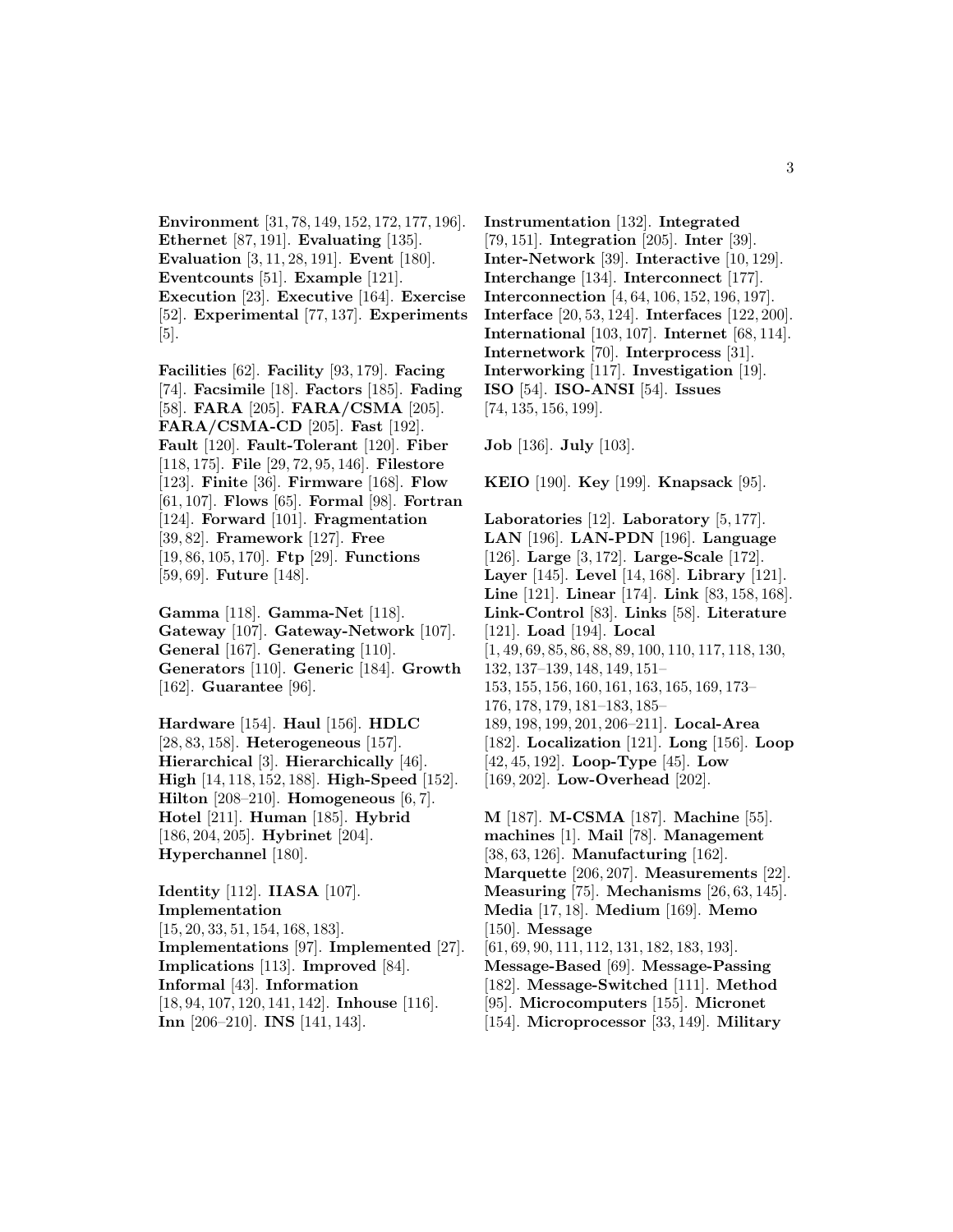**Environment** [31, 78, 149, 152, 172, 177, 196]. **Ethernet** [87, 191]. **Evaluating** [135]. **Evaluation** [3, 11, 28, 191]. **Event** [180]. **Eventcounts** [51]. **Example** [121]. **Execution** [23]. **Executive** [164]. **Exercise** [52]. **Experimental** [77, 137]. **Experiments** [5].

**Facilities** [62]. **Facility** [93, 179]. **Facing** [74]. **Facsimile** [18]. **Factors** [185]. **Fading** [58]. **FARA** [205]. **FARA/CSMA** [205]. **FARA/CSMA-CD** [205]. **Fast** [192]. **Fault** [120]. **Fault-Tolerant** [120]. **Fiber** [118, 175]. **File** [29, 72, 95, 146]. **Filestore** [123]. **Finite** [36]. **Firmware** [168]. **Flow** [61, 107]. **Flows** [65]. **Formal** [98]. **Fortran** [124]. **Forward** [101]. **Fragmentation** [39, 82]. **Framework** [127]. **Free** [19, 86, 105, 170]. **Ftp** [29]. **Functions** [59, 69]. **Future** [148].

**Gamma** [118]. **Gamma-Net** [118]. **Gateway** [107]. **Gateway-Network** [107]. **General** [167]. **Generating** [110]. **Generators** [110]. **Generic** [184]. **Growth** [162]. **Guarantee** [96].

**Hardware** [154]. **Haul** [156]. **HDLC** [28, 83, 158]. **Heterogeneous** [157]. **Hierarchical** [3]. **Hierarchically** [46]. **High** [14, 118, 152, 188]. **High-Speed** [152]. **Hilton** [208–210]. **Homogeneous** [6, 7]. **Hotel** [211]. **Human** [185]. **Hybrid** [186, 204, 205]. **Hybrinet** [204]. **Hyperchannel** [180].

**Identity** [112]. **IIASA** [107]. **Implementation** [15, 20, 33, 51, 154, 168, 183]. **Implementations** [97]. **Implemented** [27]. **Implications** [113]. **Improved** [84]. **Informal** [43]. **Information** [18, 94, 107, 120, 141, 142]. **Inhouse** [116]. **Inn** [206–210]. **INS** [141, 143].

**Instrumentation** [132]. **Integrated** [79, 151]. **Integration** [205]. **Inter** [39]. **Inter-Network** [39]. **Interactive** [10, 129]. **Interchange** [134]. **Interconnect** [177]. **Interconnection** [4, 64, 106, 152, 196, 197]. **Interface** [20, 53, 124]. **Interfaces** [122, 200]. **International** [103, 107]. **Internet** [68, 114]. **Internetwork** [70]. **Interprocess** [31]. **Interworking** [117]. **Investigation** [19]. **ISO** [54]. **ISO-ANSI** [54]. **Issues** [74, 135, 156, 199].

**Job** [136]. **July** [103].

**KEIO** [190]. **Key** [199]. **Knapsack** [95].

**Laboratories** [12]. **Laboratory** [5, 177]. **LAN** [196]. **LAN-PDN** [196]. **Language** [126]. **Large** [3, 172]. **Large-Scale** [172]. **Layer** [145]. **Level** [14, 168]. **Library** [121]. **Line** [121]. **Linear** [174]. **Link** [83, 158, 168]. **Link-Control** [83]. **Links** [58]. **Literature** [121]. **Load** [194]. **Local** [1, 49, 69, 85, 86, 88, 89, 100, 110, 117, 118, 130, 132, 137–139, 148, 149, 151–153, 155, 156, 160, 161, 163, 165, 169, 173–176, 178, 179, 181–183, 185–189, 198, 199, 201, 206–211]. **Local-Area** [182]. **Localization** [121]. **Long** [156]. **Loop** [42, 45, 192]. **Loop-Type** [45]. **Low** [169, 202]. **Low-Overhead** [202].

**M** [187]. **M-CSMA** [187]. **Machine** [55]. **machines** [1]. **Mail** [78]. **Management** [38, 63, 126]. **Manufacturing** [162]. **Marquette** [206, 207]. **Measurements** [22]. **Measuring** [75]. **Mechanisms** [26, 63, 145]. **Media** [17, 18]. **Medium** [169]. **Memo** [150]. **Message** [61, 69, 90, 111, 112, 131, 182, 183, 193]. **Message-Based** [69]. **Message-Passing** [182]. **Message-Switched** [111]. **Method** [95]. **Microcomputers** [155]. **Micronet** [154]. **Microprocessor** [33, 149]. **Military**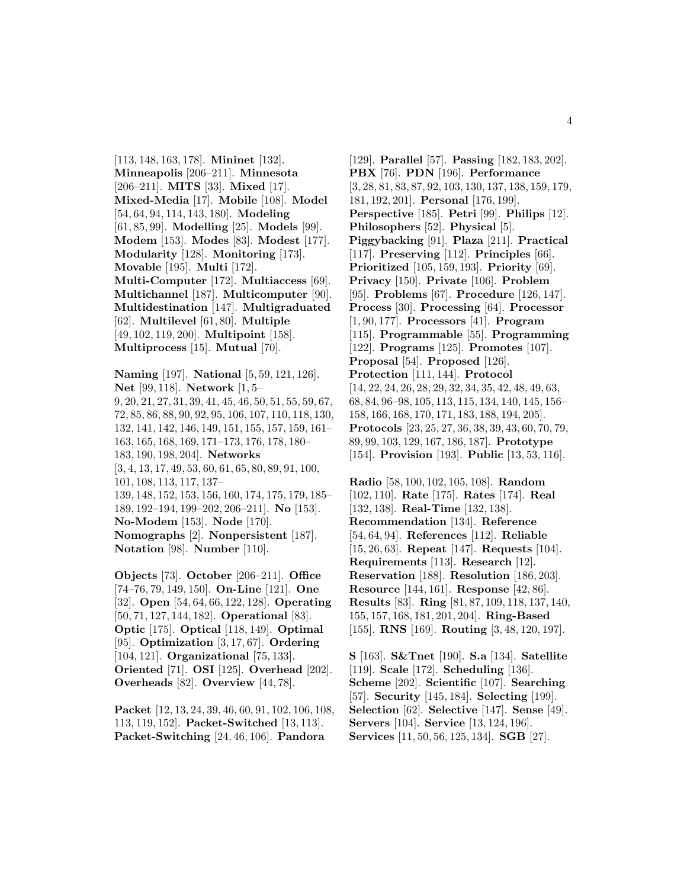[113, 148, 163, 178]. **Mininet** [132]. **Minneapolis** [206–211]. **Minnesota** [206–211]. **MITS** [33]. **Mixed** [17]. **Mixed-Media** [17]. **Mobile** [108]. **Model** [54, 64, 94, 114, 143, 180]. **Modeling** [61, 85, 99]. **Modelling** [25]. **Models** [99]. **Modem** [153]. **Modes** [83]. **Modest** [177]. **Modularity** [128]. **Monitoring** [173]. **Movable** [195]. **Multi** [172]. **Multi-Computer** [172]. **Multiaccess** [69]. **Multichannel** [187]. **Multicomputer** [90]. **Multidestination** [147]. **Multigraduated** [62]. **Multilevel** [61, 80]. **Multiple** [49, 102, 119, 200]. **Multipoint** [158]. **Multiprocess** [15]. **Mutual** [70].

**Naming** [197]. **National** [5, 59, 121, 126]. **Net** [99, 118]. **Network** [1, 5–9, 20, 21, 27, 31, 39, 41, 45, 46, 50, 51, 55, 59, 67, 72, 85, 86, 88, 90, 92, 95, 106, 107, 110, 118, 130, 132, 141, 142, 146, 149, 151, 155, 157, 159, 161–163, 165, 168, 169, 171–173, 176, 178, 180–183, 190, 198, 204]. **Networks** [3, 4, 13, 17, 49, 53, 60, 61, 65, 80, 89, 91, 100, 101, 108, 113, 117, 137–139, 148, 152, 153, 156, 160, 174, 175, 179, 185–189, 192–194, 199–202, 206–211]. **No** [153]. **No-Modem** [153]. **Node** [170]. **Nomographs** [2]. **Nonpersistent** [187]. **Notation** [98]. **Number** [110].

**Objects** [73]. **October** [206–211]. **Office** [74–76, 79, 149, 150]. **On-Line** [121]. **One** [32]. **Open** [54, 64, 66, 122, 128]. **Operating** [50, 71, 127, 144, 182]. **Operational** [83]. **Optic** [175]. **Optical** [118, 149]. **Optimal** [95]. **Optimization** [3, 17, 67]. **Ordering** [104, 121]. **Organizational** [75, 133]. **Oriented** [71]. **OSI** [125]. **Overhead** [202]. **Overheads** [82]. **Overview** [44, 78].

**Packet** [12, 13, 24, 39, 46, 60, 91, 102, 106, 108, 113, 119, 152]. **Packet-Switched** [13, 113]. **Packet-Switching** [24, 46, 106]. **Pandora** [129]. **Parallel** [57]. **Passing** [182, 183, 202]. **PBX** [76]. **PDN** [196]. **Performance** [3, 28, 81, 83, 87, 92, 103, 130, 137, 138, 159, 179, 181, 192, 201]. **Personal** [176, 199]. **Perspective** [185]. **Petri** [99]. **Philips** [12]. **Philosophers** [52]. **Physical** [5]. **Piggybacking** [91]. **Plaza** [211]. **Practical** [117]. **Preserving** [112]. **Principles** [66]. **Prioritized** [105, 159, 193]. **Priority** [69]. **Privacy** [150]. **Private** [106]. **Problem** [95]. **Problems** [67]. **Procedure** [126, 147]. **Process** [30]. **Processing** [64]. **Processor** [1, 90, 177]. **Processors** [41]. **Program** [115]. **Programmable** [55]. **Programming** [122]. **Programs** [125]. **Promotes** [107]. **Proposal** [54]. **Proposed** [126]. **Protection** [111, 144]. **Protocol** [14, 22, 24, 26, 28, 29, 32, 34, 35, 42, 48, 49, 63, 68, 84, 96–98, 105, 113, 115, 134, 140, 145, 156–158, 166, 168, 170, 171, 183, 188, 194, 205]. **Protocols** [23, 25, 27, 36, 38, 39, 43, 60, 70, 79, 89, 99, 103, 129, 167, 186, 187]. **Prototype** [154]. **Provision** [193]. **Public** [13, 53, 116].

**Radio** [58, 100, 102, 105, 108]. **Random** [102, 110]. **Rate** [175]. **Rates** [174]. **Real** [132, 138]. **Real-Time** [132, 138]. **Recommendation** [134]. **Reference** [54, 64, 94]. **References** [112]. **Reliable** [15, 26, 63]. **Repeat** [147]. **Requests** [104]. **Requirements** [113]. **Research** [12]. **Reservation** [188]. **Resolution** [186, 203]. **Resource** [144, 161]. **Response** [42, 86]. **Results** [83]. **Ring** [81, 87, 109, 118, 137, 140, 155, 157, 168, 181, 201, 204]. **Ring-Based** [155]. **RNS** [169]. **Routing** [3, 48, 120, 197].

**S** [163]. **S&Tnet** [190]. **S.a** [134]. **Satellite** [119]. **Scale** [172]. **Scheduling** [136]. **Scheme** [202]. **Scientific** [107]. **Searching** [57]. **Security** [145, 184]. **Selecting** [199]. **Selection** [62]. **Selective** [147]. **Sense** [49]. **Servers** [104]. **Service** [13, 124, 196]. **Services** [11, 50, 56, 125, 134]. **SGB** [27].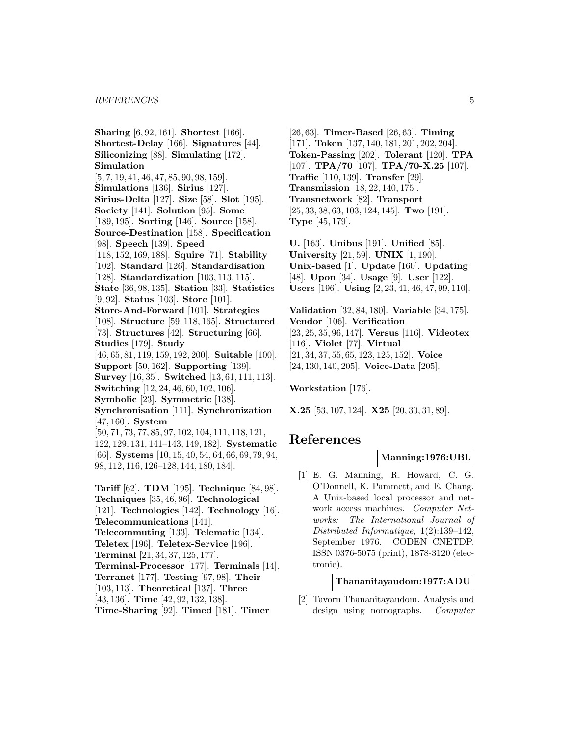**Sharing** [6, 92, 161]. **Shortest** [166]. **Shortest-Delay** [166]. **Signatures** [44]. **Siliconizing** [88]. **Simulating** [172]. **Simulation** [5, 7, 19, 41, 46, 47, 85, 90, 98, 159]. **Simulations** [136]. **Sirius** [127]. **Sirius-Delta** [127]. **Size** [58]. **Slot** [195]. **Society** [141]. **Solution** [95]. **Some** [189, 195]. **Sorting** [146]. **Source** [158]. **Source-Destination** [158]. **Specification** [98]. **Speech** [139]. **Speed** [118, 152, 169, 188]. **Squire** [71]. **Stability** [102]. **Standard** [126]. **Standardisation** [128]. **Standardization** [103, 113, 115]. **State** [36, 98, 135]. **Station** [33]. **Statistics** [9, 92]. **Status** [103]. **Store** [101]. **Store-And-Forward** [101]. **Strategies** [108]. **Structure** [59, 118, 165]. **Structured** [73]. **Structures** [42]. **Structuring** [66]. **Studies** [179]. **Study** [46, 65, 81, 119, 159, 192, 200]. **Suitable** [100]. **Support** [50, 162]. **Supporting** [139]. **Survey** [16, 35]. **Switched** [13, 61, 111, 113]. **Switching** [12, 24, 46, 60, 102, 106]. **Symbolic** [23]. **Symmetric** [138]. **Synchronisation** [111]. **Synchronization** [47, 160]. **System** [50, 71, 73, 77, 85, 97, 102, 104, 111, 118, 121, 122, 129, 131, 141–143, 149, 182]. **Systematic** [66]. **Systems** [10, 15, 40, 54, 64, 66, 69, 79, 94, 98, 112, 116, 126–128, 144, 180, 184].

**Tariff** [62]. **TDM** [195]. **Technique** [84, 98]. **Techniques** [35, 46, 96]. **Technological** [121]. **Technologies** [142]. **Technology** [16]. **Telecommunications** [141]. **Telecommuting** [133]. **Telematic** [134]. **Teletex** [196]. **Teletex-Service** [196]. **Terminal** [21, 34, 37, 125, 177]. **Terminal-Processor** [177]. **Terminals** [14]. **Terranet** [177]. **Testing** [97, 98]. **Their** [103, 113]. **Theoretical** [137]. **Three** [43, 136]. **Time** [42, 92, 132, 138]. **Time-Sharing** [92]. **Timed** [181]. **Timer** [26, 63]. **Timer-Based** [26, 63]. **Timing** [171]. **Token** [137, 140, 181, 201, 202, 204]. **Token-Passing** [202]. **Tolerant** [120]. **TPA** [107]. **TPA/70** [107]. **TPA/70-X.25** [107]. **Traffic** [110, 139]. **Transfer** [29]. **Transmission** [18, 22, 140, 175]. **Transnetwork** [82]. **Transport** [25, 33, 38, 63, 103, 124, 145]. **Two** [191]. **Type** [45, 179].

**U.** [163]. **Unibus** [191]. **Unified** [85]. **University** [21, 59]. **UNIX** [1, 190]. **Unix-based** [1]. **Update** [160]. **Updating** [48]. **Upon** [34]. **Usage** [9]. **User** [122]. **Users** [196]. **Using** [2, 23, 41, 46, 47, 99, 110].

**Validation** [32, 84, 180]. **Variable** [34, 175]. **Vendor** [106]. **Verification** [23, 25, 35, 96, 147]. **Versus** [116]. **Videotex** [116]. **Violet** [77]. **Virtual** [21, 34, 37, 55, 65, 123, 125, 152]. **Voice** [24, 130, 140, 205]. **Voice-Data** [205].

**Workstation** [176].

**X.25** [53, 107, 124]. **X25** [20, 30, 31, 89].

# References

**Manning:1976:UBL**

[1] E. G. Manning, R. Howard, C. G. O'Donnell, K. Pammett, and E. Chang. A Unix-based local processor and network access machines. *Computer Networks: The International Journal of Distributed Informatique*, 1(2):139–142, September 1976. CODEN CNETDP. ISSN 0376-5075 (print), 1878-3120 (electronic).

**Thananitayaudom:1977:ADU**

[2] Tavorn Thananitayaudom. Analysis and design using nomographs. *Computer*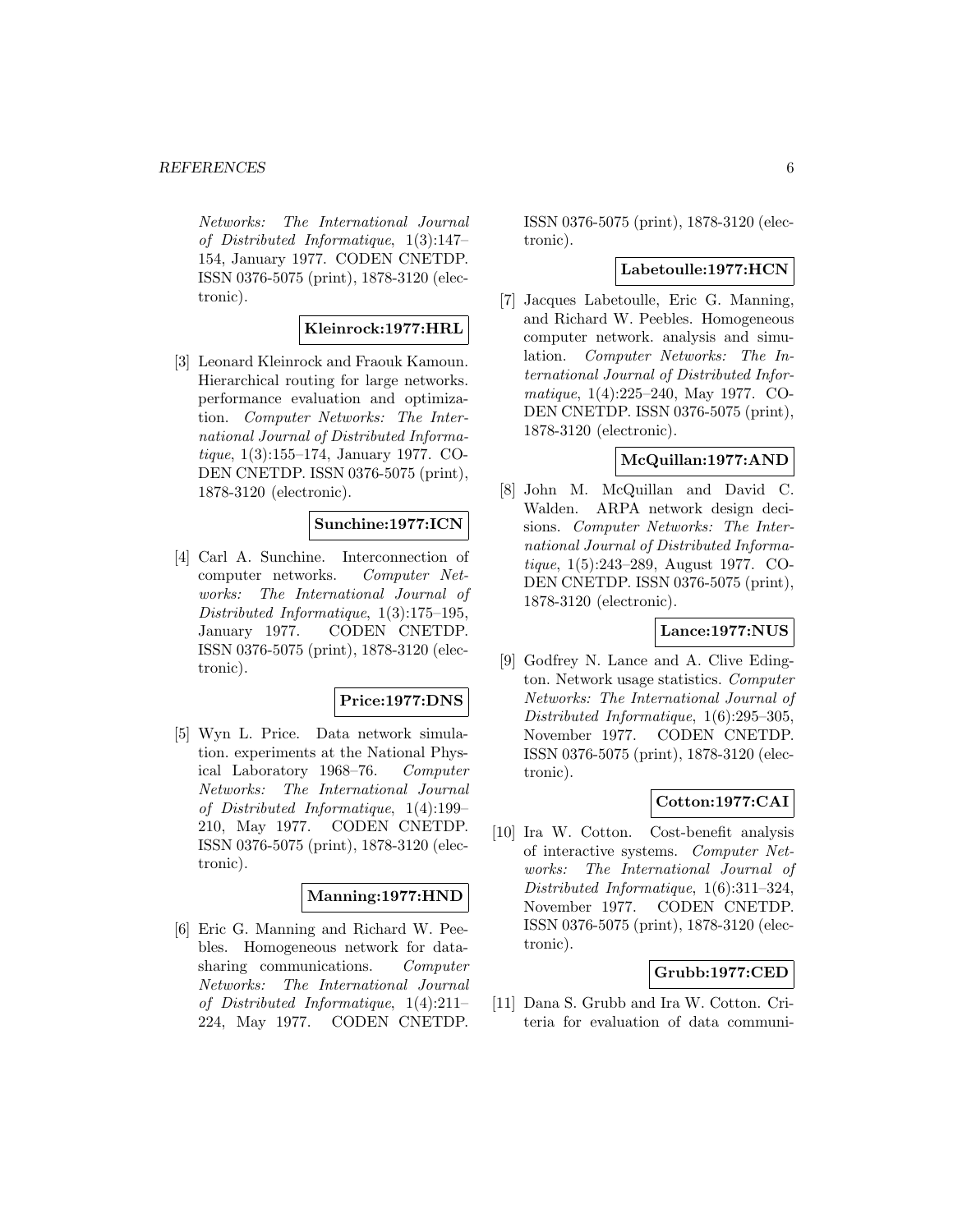*Networks: The International Journal of Distributed Informatique*, 1(3):147–154, January 1977. CODEN CNETDP. ISSN 0376-5075 (print), 1878-3120 (electronic).

**Kleinrock:1977:HRL**

[3] Leonard Kleinrock and Fraouk Kamoun. Hierarchical routing for large networks. performance evaluation and optimization. *Computer Networks: The International Journal of Distributed Informatique*, 1(3):155–174, January 1977. CODEN CNETDP. ISSN 0376-5075 (print), 1878-3120 (electronic).

**Sunchine:1977:ICN**

[4] Carl A. Sunchine. Interconnection of computer networks. *Computer Networks: The International Journal of Distributed Informatique*, 1(3):175–195, January 1977. CODEN CNETDP. ISSN 0376-5075 (print), 1878-3120 (electronic).

**Price:1977:DNS**

[5] Wyn L. Price. Data network simulation. experiments at the National Physical Laboratory 1968–76. *Computer Networks: The International Journal of Distributed Informatique*, 1(4):199–210, May 1977. CODEN CNETDP. ISSN 0376-5075 (print), 1878-3120 (electronic).

**Manning:1977:HND**

[6] Eric G. Manning and Richard W. Peebles. Homogeneous network for data-sharing communications. *Computer Networks: The International Journal of Distributed Informatique*, 1(4):211–224, May 1977. CODEN CNETDP. ISSN 0376-5075 (print), 1878-3120 (electronic).

**Labetoulle:1977:HCN**

[7] Jacques Labetoulle, Eric G. Manning, and Richard W. Peebles. Homogeneous computer network. analysis and simulation. *Computer Networks: The International Journal of Distributed Informatique*, 1(4):225–240, May 1977. CODEN CNETDP. ISSN 0376-5075 (print), 1878-3120 (electronic).

**McQuillan:1977:AND**

[8] John M. McQuillan and David C. Walden. ARPA network design decisions. *Computer Networks: The International Journal of Distributed Informatique*, 1(5):243–289, August 1977. CODEN CNETDP. ISSN 0376-5075 (print), 1878-3120 (electronic).

**Lance:1977:NUS**

[9] Godfrey N. Lance and A. Clive Edington. Network usage statistics. *Computer Networks: The International Journal of Distributed Informatique*, 1(6):295–305, November 1977. CODEN CNETDP. ISSN 0376-5075 (print), 1878-3120 (electronic).

**Cotton:1977:CAI**

[10] Ira W. Cotton. Cost-benefit analysis of interactive systems. *Computer Networks: The International Journal of Distributed Informatique*, 1(6):311–324, November 1977. CODEN CNETDP. ISSN 0376-5075 (print), 1878-3120 (electronic).

**Grubb:1977:CED**

[11] Dana S. Grubb and Ira W. Cotton. Criteria for evaluation of data communi-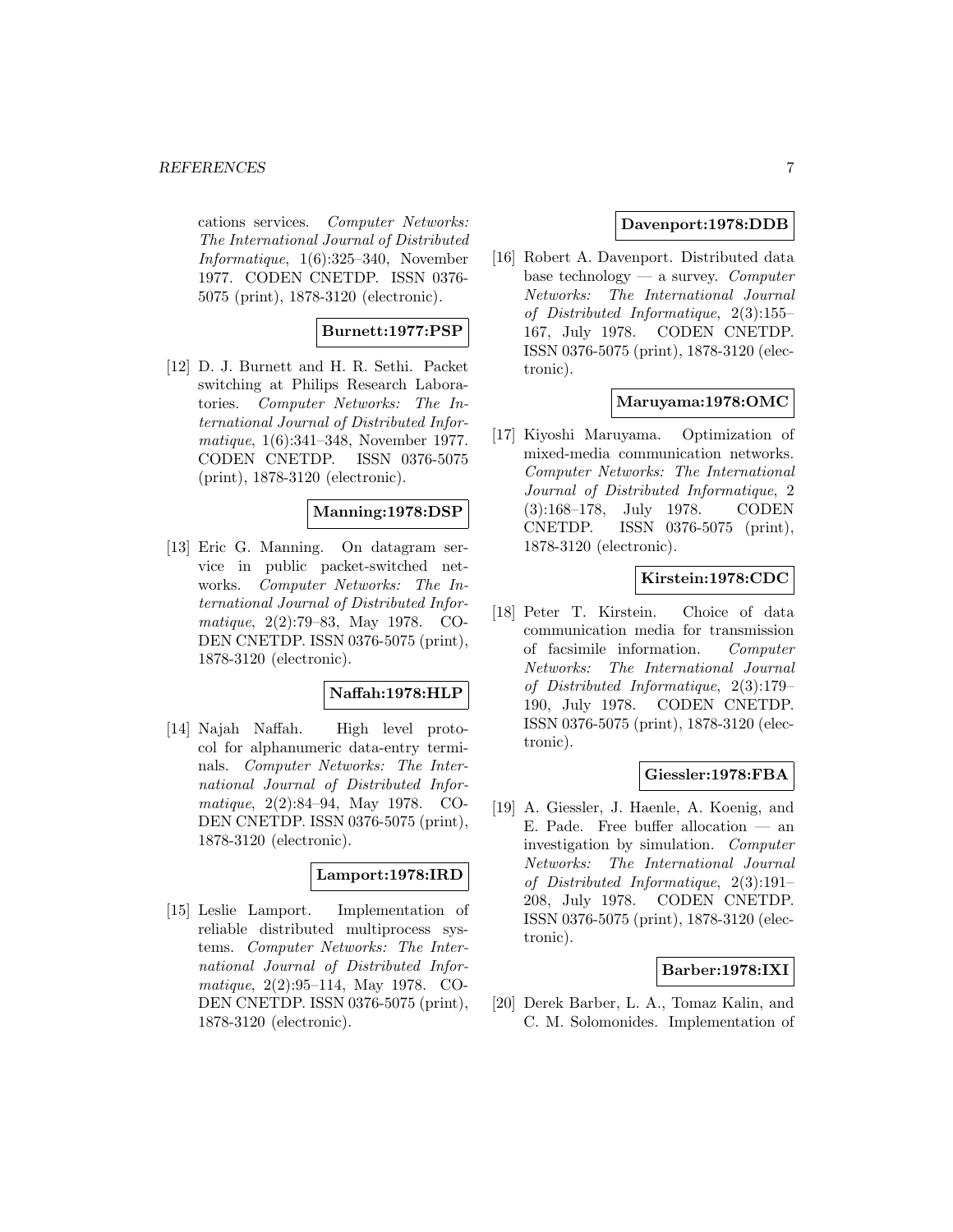cations services. *Computer Networks: The International Journal of Distributed Informatique*, 1(6):325–340, November 1977. CODEN CNETDP. ISSN 0376-5075 (print), 1878-3120 (electronic).

**Burnett:1977:PSP**

[12] D. J. Burnett and H. R. Sethi. Packet switching at Philips Research Laboratories. *Computer Networks: The International Journal of Distributed Informatique*, 1(6):341–348, November 1977. CODEN CNETDP. ISSN 0376-5075 (print), 1878-3120 (electronic).

**Manning:1978:DSP**

[13] Eric G. Manning. On datagram service in public packet-switched networks. *Computer Networks: The International Journal of Distributed Informatique*, 2(2):79–83, May 1978. CODEN CNETDP. ISSN 0376-5075 (print), 1878-3120 (electronic).

**Naffah:1978:HLP**

[14] Najah Naffah. High level protocol for alphanumeric data-entry terminals. *Computer Networks: The International Journal of Distributed Informatique*, 2(2):84–94, May 1978. CODEN CNETDP. ISSN 0376-5075 (print), 1878-3120 (electronic).

**Lamport:1978:IRD**

[15] Leslie Lamport. Implementation of reliable distributed multiprocess systems. *Computer Networks: The International Journal of Distributed Informatique*, 2(2):95–114, May 1978. CODEN CNETDP. ISSN 0376-5075 (print), 1878-3120 (electronic).

**Davenport:1978:DDB**

[16] Robert A. Davenport. Distributed data base technology — a survey. *Computer Networks: The International Journal of Distributed Informatique*, 2(3):155–167, July 1978. CODEN CNETDP. ISSN 0376-5075 (print), 1878-3120 (electronic).

**Maruyama:1978:OMC**

[17] Kiyoshi Maruyama. Optimization of mixed-media communication networks. *Computer Networks: The International Journal of Distributed Informatique*, 2 (3):168–178, July 1978. CODEN CNETDP. ISSN 0376-5075 (print), 1878-3120 (electronic).

**Kirstein:1978:CDC**

[18] Peter T. Kirstein. Choice of data communication media for transmission of facsimile information. *Computer Networks: The International Journal of Distributed Informatique*, 2(3):179–190, July 1978. CODEN CNETDP. ISSN 0376-5075 (print), 1878-3120 (electronic).

**Giessler:1978:FBA**

[19] A. Giessler, J. Haenle, A. Koenig, and E. Pade. Free buffer allocation — an investigation by simulation. *Computer Networks: The International Journal of Distributed Informatique*, 2(3):191–208, July 1978. CODEN CNETDP. ISSN 0376-5075 (print), 1878-3120 (electronic).

**Barber:1978:IXI**

[20] Derek Barber, L. A., Tomaz Kalin, and C. M. Solomonides. Implementation of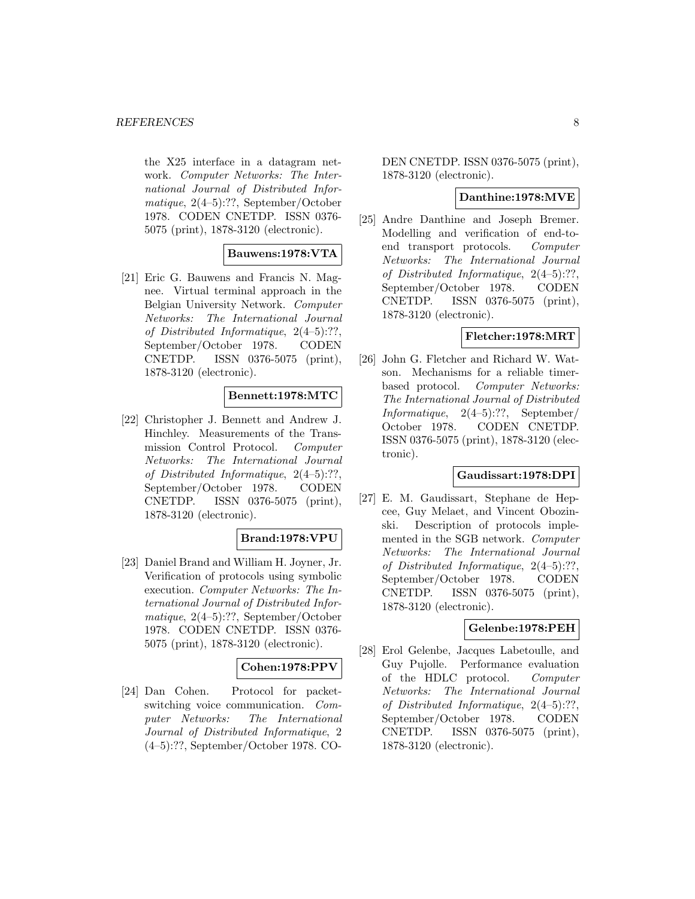the X25 interface in a datagram network. *Computer Networks: The International Journal of Distributed Informatique*, 2(4–5):??, September/October 1978. CODEN CNETDP. ISSN 0376-5075 (print), 1878-3120 (electronic).

**Bauwens:1978:VTA**

[21] Eric G. Bauwens and Francis N. Magnee. Virtual terminal approach in the Belgian University Network. *Computer Networks: The International Journal of Distributed Informatique*, 2(4–5):??, September/October 1978. CODEN CNETDP. ISSN 0376-5075 (print), 1878-3120 (electronic).

**Bennett:1978:MTC**

[22] Christopher J. Bennett and Andrew J. Hinchley. Measurements of the Transmission Control Protocol. *Computer Networks: The International Journal of Distributed Informatique*, 2(4–5):??, September/October 1978. CODEN CNETDP. ISSN 0376-5075 (print), 1878-3120 (electronic).

**Brand:1978:VPU**

[23] Daniel Brand and William H. Joyner, Jr. Verification of protocols using symbolic execution. *Computer Networks: The International Journal of Distributed Informatique*, 2(4–5):??, September/October 1978. CODEN CNETDP. ISSN 0376-5075 (print), 1878-3120 (electronic).

**Cohen:1978:PPV**

[24] Dan Cohen. Protocol for packet-switching voice communication. *Computer Networks: The International Journal of Distributed Informatique*, 2 (4–5):??, September/October 1978. CODEN CNETDP. ISSN 0376-5075 (print), 1878-3120 (electronic).

**Danthine:1978:MVE**

[25] Andre Danthine and Joseph Bremer. Modelling and verification of end-to-end transport protocols. *Computer Networks: The International Journal of Distributed Informatique*, 2(4–5):??, September/October 1978. CODEN CNETDP. ISSN 0376-5075 (print), 1878-3120 (electronic).

**Fletcher:1978:MRT**

[26] John G. Fletcher and Richard W. Watson. Mechanisms for a reliable timer-based protocol. *Computer Networks: The International Journal of Distributed Informatique*, 2(4–5):??, September/October 1978. CODEN CNETDP. ISSN 0376-5075 (print), 1878-3120 (electronic).

**Gaudissart:1978:DPI**

[27] E. M. Gaudissart, Stephane de Hepcee, Guy Melaet, and Vincent Obozinski. Description of protocols implemented in the SGB network. *Computer Networks: The International Journal of Distributed Informatique*, 2(4–5):??, September/October 1978. CODEN CNETDP. ISSN 0376-5075 (print), 1878-3120 (electronic).

**Gelenbe:1978:PEH**

[28] Erol Gelenbe, Jacques Labetoulle, and Guy Pujolle. Performance evaluation of the HDLC protocol. *Computer Networks: The International Journal of Distributed Informatique*, 2(4–5):??, September/October 1978. CODEN CNETDP. ISSN 0376-5075 (print), 1878-3120 (electronic).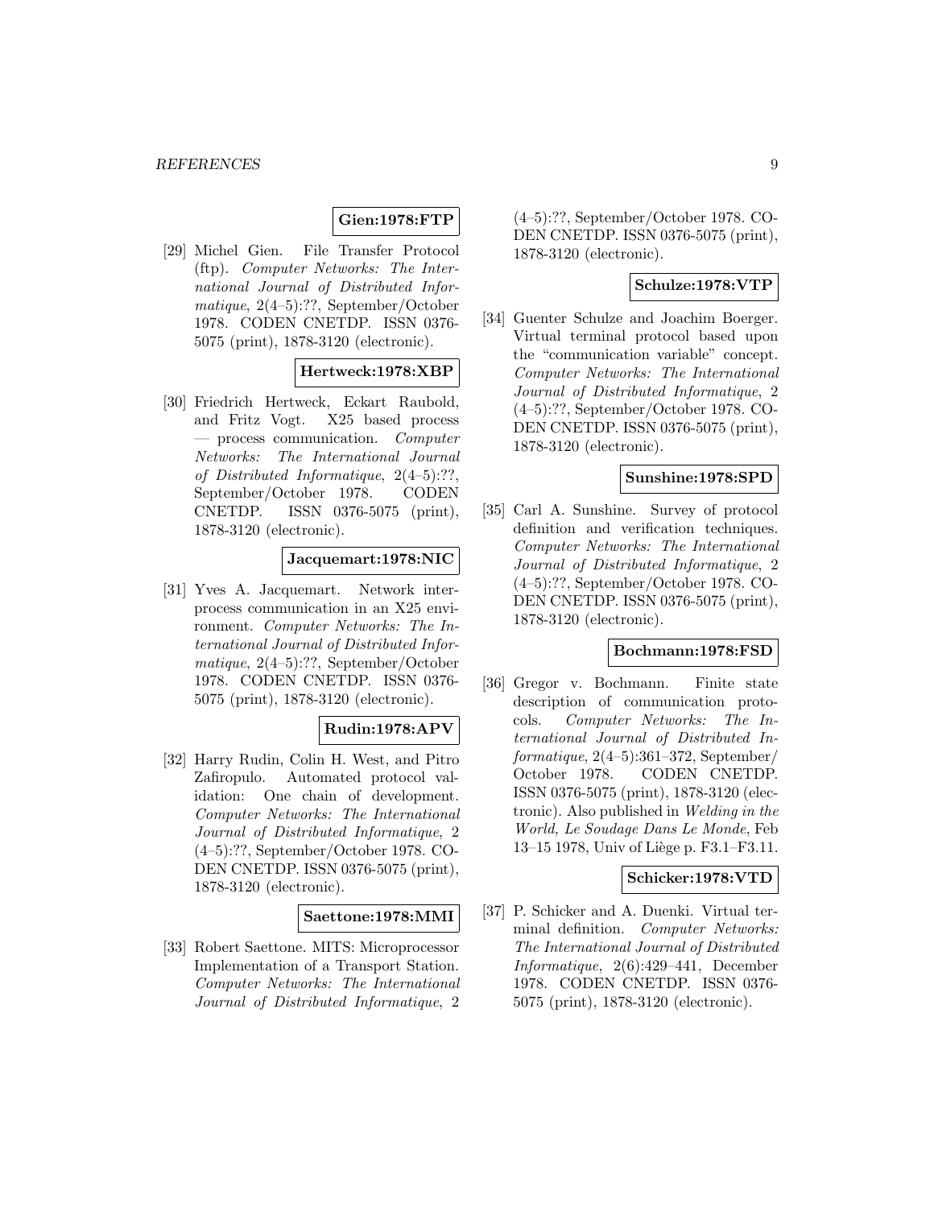**Gien:1978:FTP**

[29] Michel Gien. File Transfer Protocol (ftp). *Computer Networks: The International Journal of Distributed Informatique*, 2(4–5):??, September/October 1978. CODEN CNETDP. ISSN 0376-5075 (print), 1878-3120 (electronic).

**Hertweck:1978:XBP**

[30] Friedrich Hertweck, Eckart Raubold, and Fritz Vogt. X25 based process — process communication. *Computer Networks: The International Journal of Distributed Informatique*, 2(4–5):??, September/October 1978. CODEN CNETDP. ISSN 0376-5075 (print), 1878-3120 (electronic).

**Jacquemart:1978:NIC**

[31] Yves A. Jacquemart. Network interprocess communication in an X25 environment. *Computer Networks: The International Journal of Distributed Informatique*, 2(4–5):??, September/October 1978. CODEN CNETDP. ISSN 0376-5075 (print), 1878-3120 (electronic).

**Rudin:1978:APV**

[32] Harry Rudin, Colin H. West, and Pitro Zafiropulo. Automated protocol validation: One chain of development. *Computer Networks: The International Journal of Distributed Informatique*, 2 (4–5):??, September/October 1978. CODEN CNETDP. ISSN 0376-5075 (print), 1878-3120 (electronic).

**Saettone:1978:MMI**

[33] Robert Saettone. MITS: Microprocessor Implementation of a Transport Station. *Computer Networks: The International Journal of Distributed Informatique*, 2 (4–5):??, September/October 1978. CODEN CNETDP. ISSN 0376-5075 (print), 1878-3120 (electronic).

**Schulze:1978:VTP**

[34] Guenter Schulze and Joachim Boerger. Virtual terminal protocol based upon the "communication variable" concept. *Computer Networks: The International Journal of Distributed Informatique*, 2 (4–5):??, September/October 1978. CODEN CNETDP. ISSN 0376-5075 (print), 1878-3120 (electronic).

**Sunshine:1978:SPD**

[35] Carl A. Sunshine. Survey of protocol definition and verification techniques. *Computer Networks: The International Journal of Distributed Informatique*, 2 (4–5):??, September/October 1978. CODEN CNETDP. ISSN 0376-5075 (print), 1878-3120 (electronic).

**Bochmann:1978:FSD**

[36] Gregor v. Bochmann. Finite state description of communication protocols. *Computer Networks: The International Journal of Distributed Informatique*, 2(4–5):361–372, September/October 1978. CODEN CNETDP. ISSN 0376-5075 (print), 1878-3120 (electronic). Also published in *Welding in the World, Le Soudage Dans Le Monde*, Feb 13–15 1978, Univ of Liège p. F3.1–F3.11.

**Schicker:1978:VTD**

[37] P. Schicker and A. Duenki. Virtual terminal definition. *Computer Networks: The International Journal of Distributed Informatique*, 2(6):429–441, December 1978. CODEN CNETDP. ISSN 0376-5075 (print), 1878-3120 (electronic).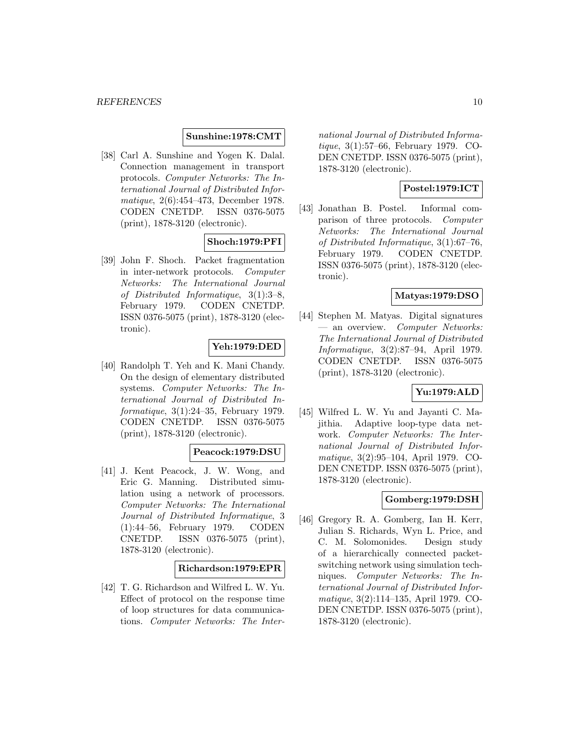**Sunshine:1978:CMT**

[38] Carl A. Sunshine and Yogen K. Dalal. Connection management in transport protocols. *Computer Networks: The International Journal of Distributed Informatique*, 2(6):454–473, December 1978. CODEN CNETDP. ISSN 0376-5075 (print), 1878-3120 (electronic).

**Shoch:1979:PFI**

[39] John F. Shoch. Packet fragmentation in inter-network protocols. *Computer Networks: The International Journal of Distributed Informatique*, 3(1):3–8, February 1979. CODEN CNETDP. ISSN 0376-5075 (print), 1878-3120 (electronic).

**Yeh:1979:DED**

[40] Randolph T. Yeh and K. Mani Chandy. On the design of elementary distributed systems. *Computer Networks: The International Journal of Distributed Informatique*, 3(1):24–35, February 1979. CODEN CNETDP. ISSN 0376-5075 (print), 1878-3120 (electronic).

**Peacock:1979:DSU**

[41] J. Kent Peacock, J. W. Wong, and Eric G. Manning. Distributed simulation using a network of processors. *Computer Networks: The International Journal of Distributed Informatique*, 3 (1):44–56, February 1979. CODEN CNETDP. ISSN 0376-5075 (print), 1878-3120 (electronic).

**Richardson:1979:EPR**

[42] T. G. Richardson and Wilfred L. W. Yu. Effect of protocol on the response time of loop structures for data communications. *Computer Networks: The International Journal of Distributed Informatique*, 3(1):57–66, February 1979. CODEN CNETDP. ISSN 0376-5075 (print), 1878-3120 (electronic).

**Postel:1979:ICT**

[43] Jonathan B. Postel. Informal comparison of three protocols. *Computer Networks: The International Journal of Distributed Informatique*, 3(1):67–76, February 1979. CODEN CNETDP. ISSN 0376-5075 (print), 1878-3120 (electronic).

**Matyas:1979:DSO**

[44] Stephen M. Matyas. Digital signatures — an overview. *Computer Networks: The International Journal of Distributed Informatique*, 3(2):87–94, April 1979. CODEN CNETDP. ISSN 0376-5075 (print), 1878-3120 (electronic).

**Yu:1979:ALD**

[45] Wilfred L. W. Yu and Jayanti C. Majithia. Adaptive loop-type data network. *Computer Networks: The International Journal of Distributed Informatique*, 3(2):95–104, April 1979. CODEN CNETDP. ISSN 0376-5075 (print), 1878-3120 (electronic).

**Gomberg:1979:DSH**

[46] Gregory R. A. Gomberg, Ian H. Kerr, Julian S. Richards, Wyn L. Price, and C. M. Solomonides. Design study of a hierarchically connected packet-switching network using simulation techniques. *Computer Networks: The International Journal of Distributed Informatique*, 3(2):114–135, April 1979. CODEN CNETDP. ISSN 0376-5075 (print), 1878-3120 (electronic).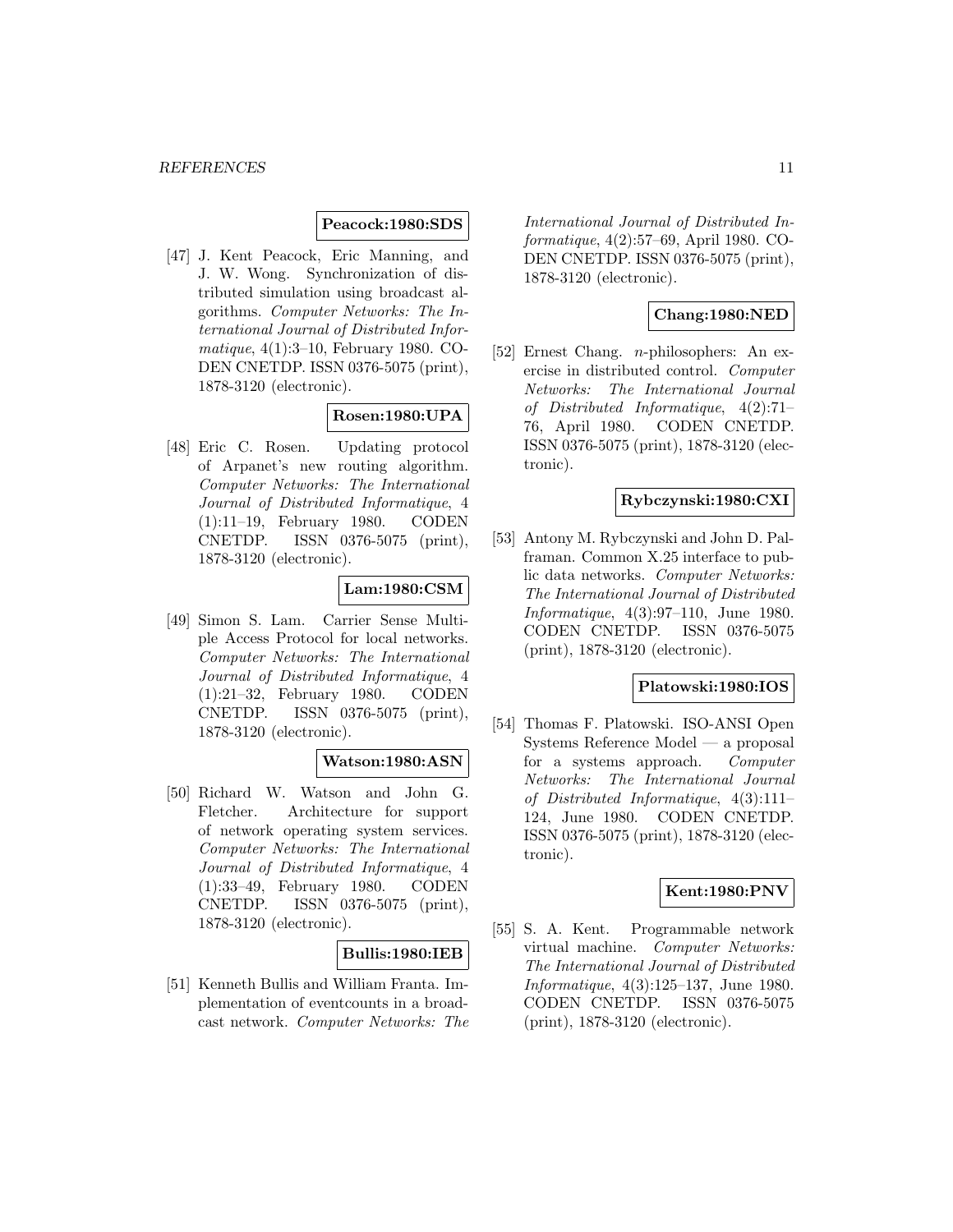**Peacock:1980:SDS**

[47] J. Kent Peacock, Eric Manning, and J. W. Wong. Synchronization of distributed simulation using broadcast algorithms. *Computer Networks: The International Journal of Distributed Informatique*, 4(1):3–10, February 1980. CODEN CNETDP. ISSN 0376-5075 (print), 1878-3120 (electronic).

**Rosen:1980:UPA**

[48] Eric C. Rosen. Updating protocol of Arpanet's new routing algorithm. *Computer Networks: The International Journal of Distributed Informatique*, 4 (1):11–19, February 1980. CODEN CNETDP. ISSN 0376-5075 (print), 1878-3120 (electronic).

**Lam:1980:CSM**

[49] Simon S. Lam. Carrier Sense Multiple Access Protocol for local networks. *Computer Networks: The International Journal of Distributed Informatique*, 4 (1):21–32, February 1980. CODEN CNETDP. ISSN 0376-5075 (print), 1878-3120 (electronic).

**Watson:1980:ASN**

[50] Richard W. Watson and John G. Fletcher. Architecture for support of network operating system services. *Computer Networks: The International Journal of Distributed Informatique*, 4 (1):33–49, February 1980. CODEN CNETDP. ISSN 0376-5075 (print), 1878-3120 (electronic).

**Bullis:1980:IEB**

[51] Kenneth Bullis and William Franta. Implementation of eventcounts in a broadcast network. *Computer Networks: The International Journal of Distributed Informatique*, 4(2):57–69, April 1980. CODEN CNETDP. ISSN 0376-5075 (print), 1878-3120 (electronic).

**Chang:1980:NED**

[52] Ernest Chang. $n$-philosophers: An exercise in distributed control. *Computer Networks: The International Journal of Distributed Informatique*, 4(2):71–76, April 1980. CODEN CNETDP. ISSN 0376-5075 (print), 1878-3120 (electronic).

**Rybczynski:1980:CXI**

[53] Antony M. Rybczynski and John D. Palframan. Common X.25 interface to public data networks. *Computer Networks: The International Journal of Distributed Informatique*, 4(3):97–110, June 1980. CODEN CNETDP. ISSN 0376-5075 (print), 1878-3120 (electronic).

**Platowski:1980:IOS**

[54] Thomas F. Platowski. ISO-ANSI Open Systems Reference Model — a proposal for a systems approach. *Computer Networks: The International Journal of Distributed Informatique*, 4(3):111–124, June 1980. CODEN CNETDP. ISSN 0376-5075 (print), 1878-3120 (electronic).

**Kent:1980:PNV**

[55] S. A. Kent. Programmable network virtual machine. *Computer Networks: The International Journal of Distributed Informatique*, 4(3):125–137, June 1980. CODEN CNETDP. ISSN 0376-5075 (print), 1878-3120 (electronic).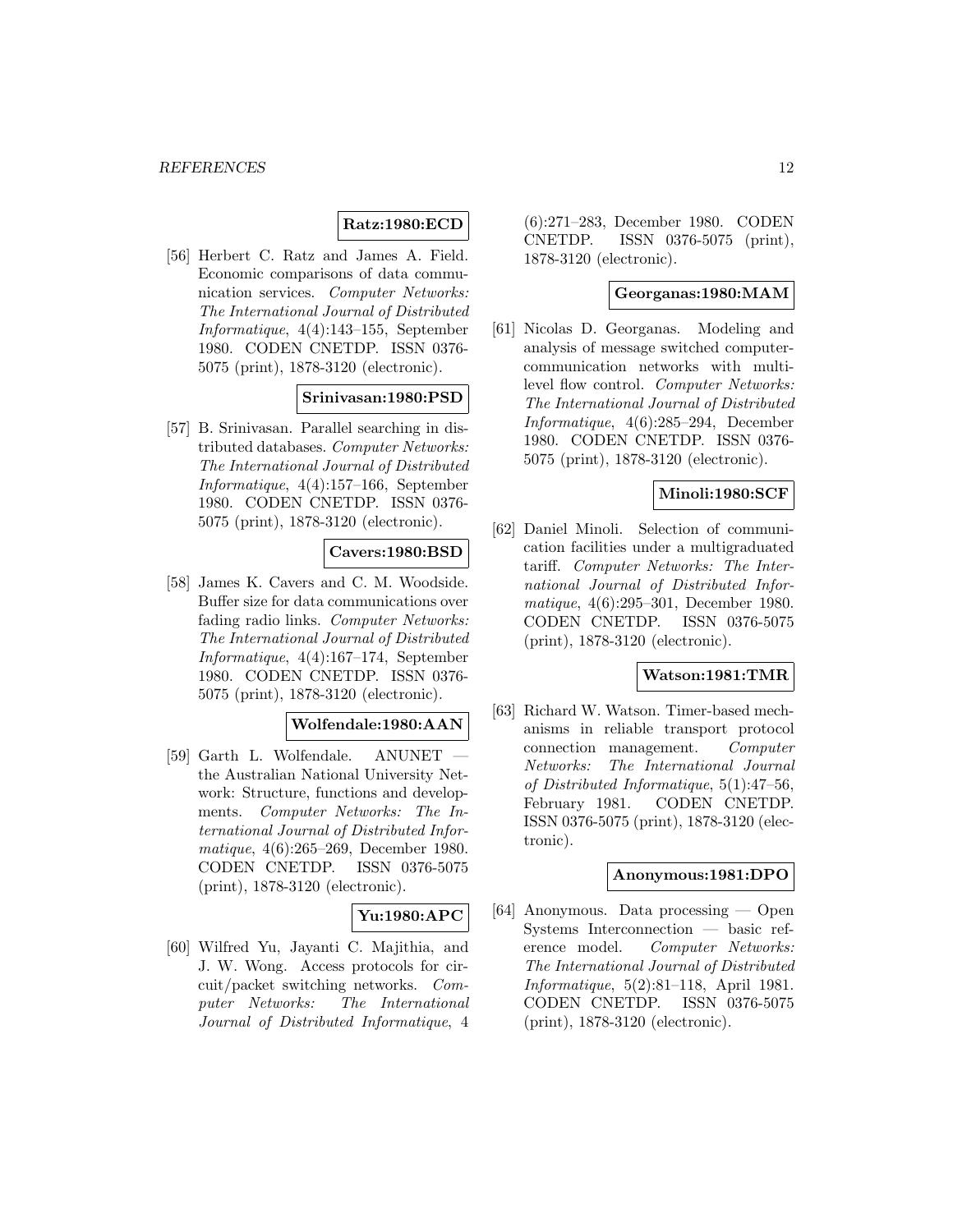**Ratz:1980:ECD**

[56] Herbert C. Ratz and James A. Field. Economic comparisons of data communication services. *Computer Networks: The International Journal of Distributed Informatique*, 4(4):143–155, September 1980. CODEN CNETDP. ISSN 0376-5075 (print), 1878-3120 (electronic).

**Srinivasan:1980:PSD**

[57] B. Srinivasan. Parallel searching in distributed databases. *Computer Networks: The International Journal of Distributed Informatique*, 4(4):157–166, September 1980. CODEN CNETDP. ISSN 0376-5075 (print), 1878-3120 (electronic).

**Cavers:1980:BSD**

[58] James K. Cavers and C. M. Woodside. Buffer size for data communications over fading radio links. *Computer Networks: The International Journal of Distributed Informatique*, 4(4):167–174, September 1980. CODEN CNETDP. ISSN 0376-5075 (print), 1878-3120 (electronic).

**Wolfendale:1980:AAN**

[59] Garth L. Wolfendale. ANUNET — the Australian National University Network: Structure, functions and developments. *Computer Networks: The International Journal of Distributed Informatique*, 4(6):265–269, December 1980. CODEN CNETDP. ISSN 0376-5075 (print), 1878-3120 (electronic).

**Yu:1980:APC**

[60] Wilfred Yu, Jayanti C. Majithia, and J. W. Wong. Access protocols for circuit/packet switching networks. *Computer Networks: The International Journal of Distributed Informatique*, 4 (6):271–283, December 1980. CODEN CNETDP. ISSN 0376-5075 (print), 1878-3120 (electronic).

**Georganas:1980:MAM**

[61] Nicolas D. Georganas. Modeling and analysis of message switched computer-communication networks with multi-level flow control. *Computer Networks: The International Journal of Distributed Informatique*, 4(6):285–294, December 1980. CODEN CNETDP. ISSN 0376-5075 (print), 1878-3120 (electronic).

**Minoli:1980:SCF**

[62] Daniel Minoli. Selection of communication facilities under a multigraduated tariff. *Computer Networks: The International Journal of Distributed Informatique*, 4(6):295–301, December 1980. CODEN CNETDP. ISSN 0376-5075 (print), 1878-3120 (electronic).

**Watson:1981:TMR**

[63] Richard W. Watson. Timer-based mechanisms in reliable transport protocol connection management. *Computer Networks: The International Journal of Distributed Informatique*, 5(1):47–56, February 1981. CODEN CNETDP. ISSN 0376-5075 (print), 1878-3120 (electronic).

**Anonymous:1981:DPO**

[64] Anonymous. Data processing — Open Systems Interconnection — basic reference model. *Computer Networks: The International Journal of Distributed Informatique*, 5(2):81–118, April 1981. CODEN CNETDP. ISSN 0376-5075 (print), 1878-3120 (electronic).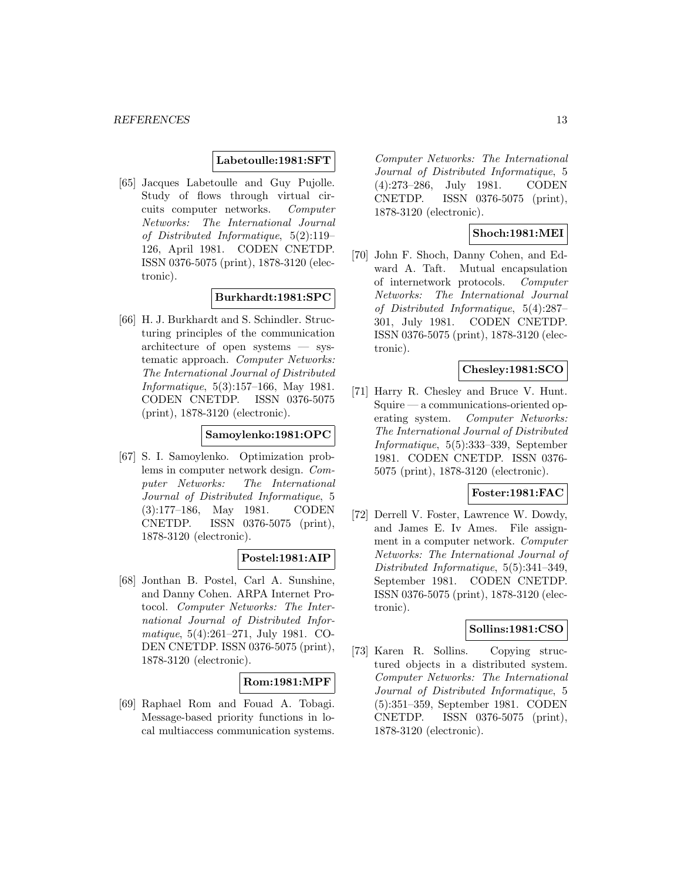**Labetoulle:1981:SFT**

[65] Jacques Labetoulle and Guy Pujolle. Study of flows through virtual circuits computer networks. *Computer Networks: The International Journal of Distributed Informatique*, 5(2):119–126, April 1981. CODEN CNETDP. ISSN 0376-5075 (print), 1878-3120 (electronic).

**Burkhardt:1981:SPC**

[66] H. J. Burkhardt and S. Schindler. Structuring principles of the communication architecture of open systems — systematic approach. *Computer Networks: The International Journal of Distributed Informatique*, 5(3):157–166, May 1981. CODEN CNETDP. ISSN 0376-5075 (print), 1878-3120 (electronic).

**Samoylenko:1981:OPC**

[67] S. I. Samoylenko. Optimization problems in computer network design. *Computer Networks: The International Journal of Distributed Informatique*, 5 (3):177–186, May 1981. CODEN CNETDP. ISSN 0376-5075 (print), 1878-3120 (electronic).

**Postel:1981:AIP**

[68] Jonthan B. Postel, Carl A. Sunshine, and Danny Cohen. ARPA Internet Protocol. *Computer Networks: The International Journal of Distributed Informatique*, 5(4):261–271, July 1981. CODEN CNETDP. ISSN 0376-5075 (print), 1878-3120 (electronic).

**Rom:1981:MPF**

[69] Raphael Rom and Fouad A. Tobagi. Message-based priority functions in local multiaccess communication systems. *Computer Networks: The International Journal of Distributed Informatique*, 5 (4):273–286, July 1981. CODEN CNETDP. ISSN 0376-5075 (print), 1878-3120 (electronic).

**Shoch:1981:MEI**

[70] John F. Shoch, Danny Cohen, and Edward A. Taft. Mutual encapsulation of internetwork protocols. *Computer Networks: The International Journal of Distributed Informatique*, 5(4):287–301, July 1981. CODEN CNETDP. ISSN 0376-5075 (print), 1878-3120 (electronic).

**Chesley:1981:SCO**

[71] Harry R. Chesley and Bruce V. Hunt. Squire — a communications-oriented operating system. *Computer Networks: The International Journal of Distributed Informatique*, 5(5):333–339, September 1981. CODEN CNETDP. ISSN 0376-5075 (print), 1878-3120 (electronic).

**Foster:1981:FAC**

[72] Derrell V. Foster, Lawrence W. Dowdy, and James E. Iv Ames. File assignment in a computer network. *Computer Networks: The International Journal of Distributed Informatique*, 5(5):341–349, September 1981. CODEN CNETDP. ISSN 0376-5075 (print), 1878-3120 (electronic).

**Sollins:1981:CSO**

[73] Karen R. Sollins. Copying structured objects in a distributed system. *Computer Networks: The International Journal of Distributed Informatique*, 5 (5):351–359, September 1981. CODEN CNETDP. ISSN 0376-5075 (print), 1878-3120 (electronic).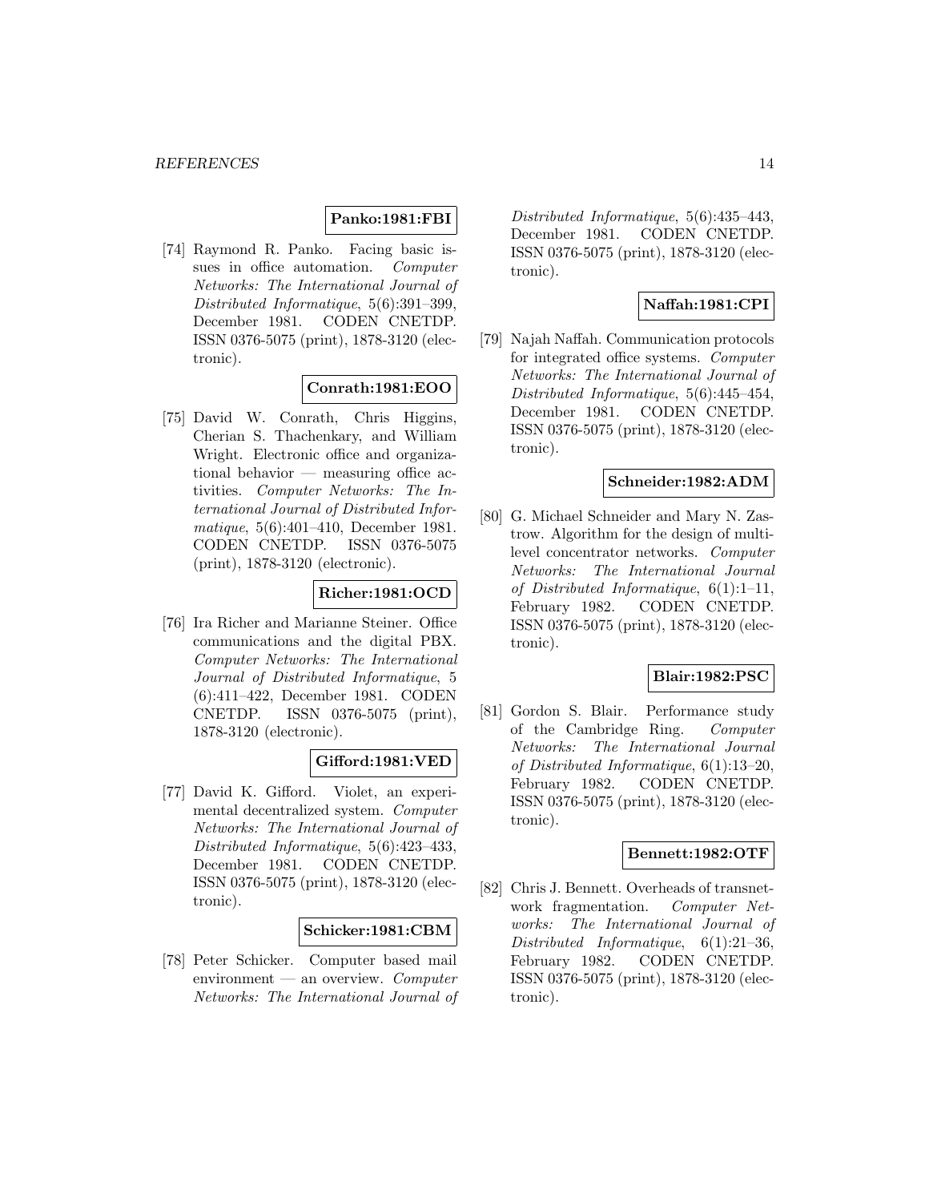**Panko:1981:FBI**

[74] Raymond R. Panko. Facing basic issues in office automation. *Computer Networks: The International Journal of Distributed Informatique*, 5(6):391–399, December 1981. CODEN CNETDP. ISSN 0376-5075 (print), 1878-3120 (electronic).

**Conrath:1981:EOO**

[75] David W. Conrath, Chris Higgins, Cherian S. Thachenkary, and William Wright. Electronic office and organizational behavior — measuring office activities. *Computer Networks: The International Journal of Distributed Informatique*, 5(6):401–410, December 1981. CODEN CNETDP. ISSN 0376-5075 (print), 1878-3120 (electronic).

**Richer:1981:OCD**

[76] Ira Richer and Marianne Steiner. Office communications and the digital PBX. *Computer Networks: The International Journal of Distributed Informatique*, 5 (6):411–422, December 1981. CODEN CNETDP. ISSN 0376-5075 (print), 1878-3120 (electronic).

**Gifford:1981:VED**

[77] David K. Gifford. Violet, an experimental decentralized system. *Computer Networks: The International Journal of Distributed Informatique*, 5(6):423–433, December 1981. CODEN CNETDP. ISSN 0376-5075 (print), 1878-3120 (electronic).

**Schicker:1981:CBM**

[78] Peter Schicker. Computer based mail environment — an overview. *Computer Networks: The International Journal of Distributed Informatique*, 5(6):435–443, December 1981. CODEN CNETDP. ISSN 0376-5075 (print), 1878-3120 (electronic).

**Naffah:1981:CPI**

[79] Najah Naffah. Communication protocols for integrated office systems. *Computer Networks: The International Journal of Distributed Informatique*, 5(6):445–454, December 1981. CODEN CNETDP. ISSN 0376-5075 (print), 1878-3120 (electronic).

**Schneider:1982:ADM**

[80] G. Michael Schneider and Mary N. Zastrow. Algorithm for the design of multilevel concentrator networks. *Computer Networks: The International Journal of Distributed Informatique*, 6(1):1–11, February 1982. CODEN CNETDP. ISSN 0376-5075 (print), 1878-3120 (electronic).

**Blair:1982:PSC**

[81] Gordon S. Blair. Performance study of the Cambridge Ring. *Computer Networks: The International Journal of Distributed Informatique*, 6(1):13–20, February 1982. CODEN CNETDP. ISSN 0376-5075 (print), 1878-3120 (electronic).

**Bennett:1982:OTF**

[82] Chris J. Bennett. Overheads of transnetwork fragmentation. *Computer Networks: The International Journal of Distributed Informatique*, 6(1):21–36, February 1982. CODEN CNETDP. ISSN 0376-5075 (print), 1878-3120 (electronic).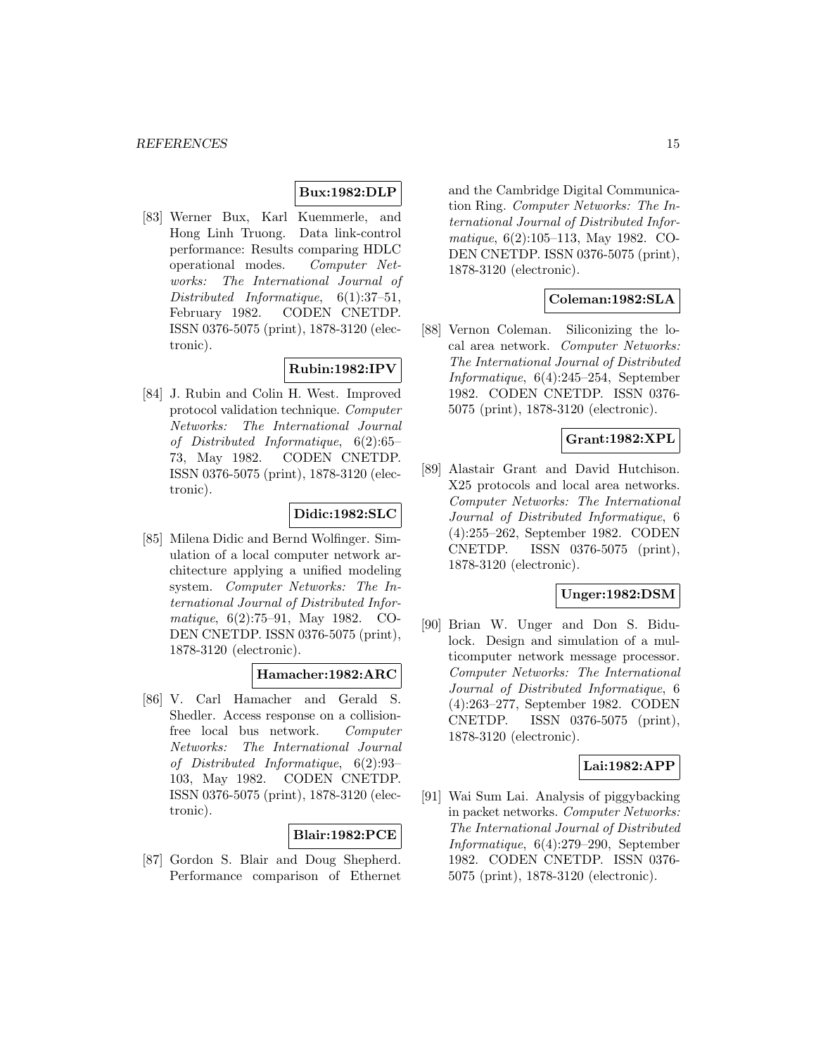**Bux:1982:DLP**

[83] Werner Bux, Karl Kuemmerle, and Hong Linh Truong. Data link-control performance: Results comparing HDLC operational modes. *Computer Networks: The International Journal of Distributed Informatique*, 6(1):37–51, February 1982. CODEN CNETDP. ISSN 0376-5075 (print), 1878-3120 (electronic).

**Rubin:1982:IPV**

[84] J. Rubin and Colin H. West. Improved protocol validation technique. *Computer Networks: The International Journal of Distributed Informatique*, 6(2):65–73, May 1982. CODEN CNETDP. ISSN 0376-5075 (print), 1878-3120 (electronic).

**Didic:1982:SLC**

[85] Milena Didic and Bernd Wolfinger. Simulation of a local computer network architecture applying a unified modeling system. *Computer Networks: The International Journal of Distributed Informatique*, 6(2):75–91, May 1982. CODEN CNETDP. ISSN 0376-5075 (print), 1878-3120 (electronic).

**Hamacher:1982:ARC**

[86] V. Carl Hamacher and Gerald S. Shedler. Access response on a collision-free local bus network. *Computer Networks: The International Journal of Distributed Informatique*, 6(2):93–103, May 1982. CODEN CNETDP. ISSN 0376-5075 (print), 1878-3120 (electronic).

**Blair:1982:PCE**

[87] Gordon S. Blair and Doug Shepherd. Performance comparison of Ethernet and the Cambridge Digital Communication Ring. *Computer Networks: The International Journal of Distributed Informatique*, 6(2):105–113, May 1982. CODEN CNETDP. ISSN 0376-5075 (print), 1878-3120 (electronic).

**Coleman:1982:SLA**

[88] Vernon Coleman. Siliconizing the local area network. *Computer Networks: The International Journal of Distributed Informatique*, 6(4):245–254, September 1982. CODEN CNETDP. ISSN 0376-5075 (print), 1878-3120 (electronic).

**Grant:1982:XPL**

[89] Alastair Grant and David Hutchison. X25 protocols and local area networks. *Computer Networks: The International Journal of Distributed Informatique*, 6 (4):255–262, September 1982. CODEN CNETDP. ISSN 0376-5075 (print), 1878-3120 (electronic).

**Unger:1982:DSM**

[90] Brian W. Unger and Don S. Bidulock. Design and simulation of a multicomputer network message processor. *Computer Networks: The International Journal of Distributed Informatique*, 6 (4):263–277, September 1982. CODEN CNETDP. ISSN 0376-5075 (print), 1878-3120 (electronic).

**Lai:1982:APP**

[91] Wai Sum Lai. Analysis of piggybacking in packet networks. *Computer Networks: The International Journal of Distributed Informatique*, 6(4):279–290, September 1982. CODEN CNETDP. ISSN 0376-5075 (print), 1878-3120 (electronic).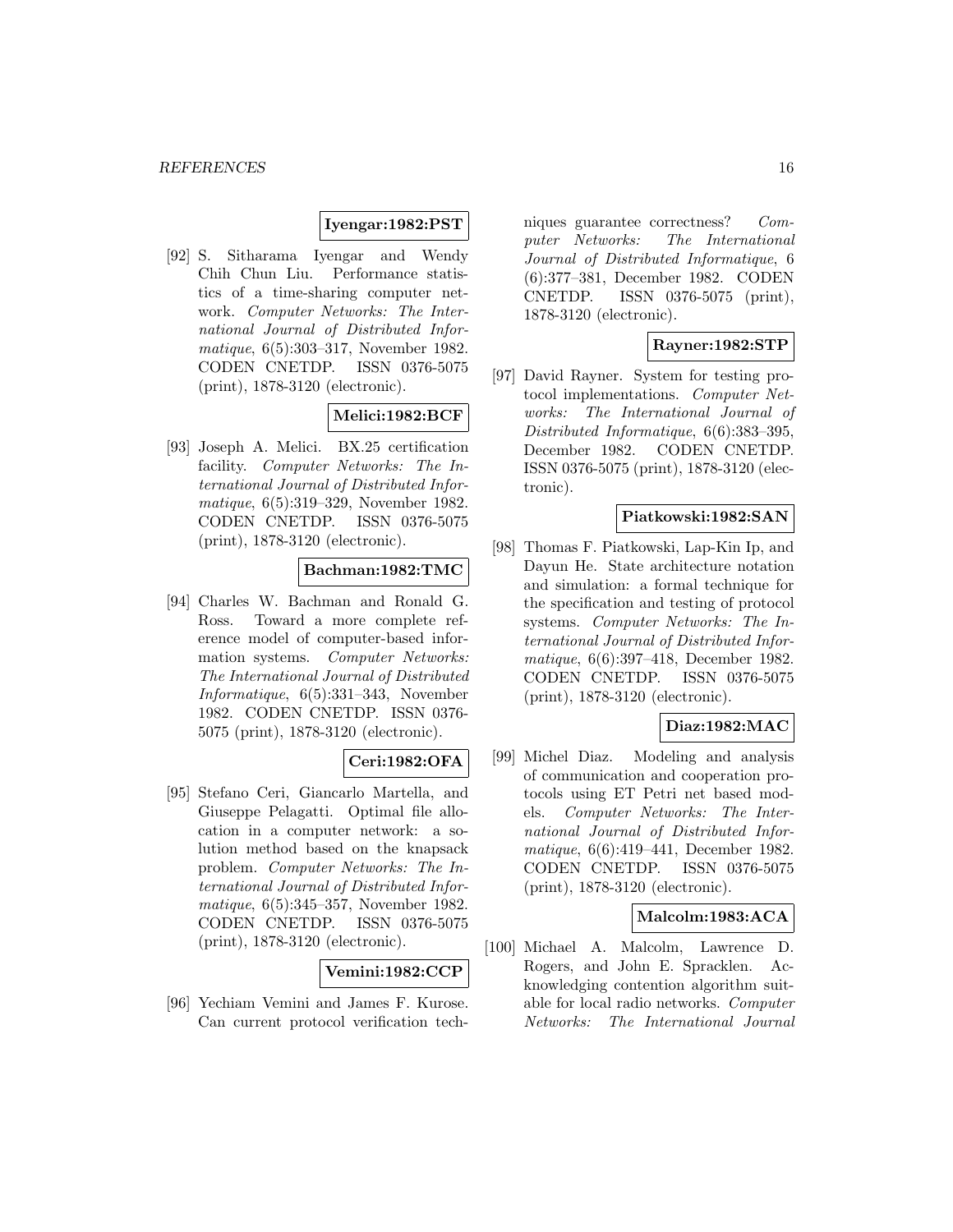**Iyengar:1982:PST**

[92] S. Sitharama Iyengar and Wendy Chih Chun Liu. Performance statistics of a time-sharing computer network. *Computer Networks: The International Journal of Distributed Informatique*, 6(5):303–317, November 1982. CODEN CNETDP. ISSN 0376-5075 (print), 1878-3120 (electronic).

**Melici:1982:BCF**

[93] Joseph A. Melici. BX.25 certification facility. *Computer Networks: The International Journal of Distributed Informatique*, 6(5):319–329, November 1982. CODEN CNETDP. ISSN 0376-5075 (print), 1878-3120 (electronic).

**Bachman:1982:TMC**

[94] Charles W. Bachman and Ronald G. Ross. Toward a more complete reference model of computer-based information systems. *Computer Networks: The International Journal of Distributed Informatique*, 6(5):331–343, November 1982. CODEN CNETDP. ISSN 0376-5075 (print), 1878-3120 (electronic).

**Ceri:1982:OFA**

[95] Stefano Ceri, Giancarlo Martella, and Giuseppe Pelagatti. Optimal file allocation in a computer network: a solution method based on the knapsack problem. *Computer Networks: The International Journal of Distributed Informatique*, 6(5):345–357, November 1982. CODEN CNETDP. ISSN 0376-5075 (print), 1878-3120 (electronic).

**Vemini:1982:CCP**

[96] Yechiam Vemini and James F. Kurose. Can current protocol verification techniques guarantee correctness? *Computer Networks: The International Journal of Distributed Informatique*, 6 (6):377–381, December 1982. CODEN CNETDP. ISSN 0376-5075 (print), 1878-3120 (electronic).

**Rayner:1982:STP**

[97] David Rayner. System for testing protocol implementations. *Computer Networks: The International Journal of Distributed Informatique*, 6(6):383–395, December 1982. CODEN CNETDP. ISSN 0376-5075 (print), 1878-3120 (electronic).

**Piatkowski:1982:SAN**

[98] Thomas F. Piatkowski, Lap-Kin Ip, and Dayun He. State architecture notation and simulation: a formal technique for the specification and testing of protocol systems. *Computer Networks: The International Journal of Distributed Informatique*, 6(6):397–418, December 1982. CODEN CNETDP. ISSN 0376-5075 (print), 1878-3120 (electronic).

**Diaz:1982:MAC**

[99] Michel Diaz. Modeling and analysis of communication and cooperation protocols using ET Petri net based models. *Computer Networks: The International Journal of Distributed Informatique*, 6(6):419–441, December 1982. CODEN CNETDP. ISSN 0376-5075 (print), 1878-3120 (electronic).

**Malcolm:1983:ACA**

[100] Michael A. Malcolm, Lawrence D. Rogers, and John E. Spracklen. Acknowledging contention algorithm suitable for local radio networks. *Computer Networks: The International Journal*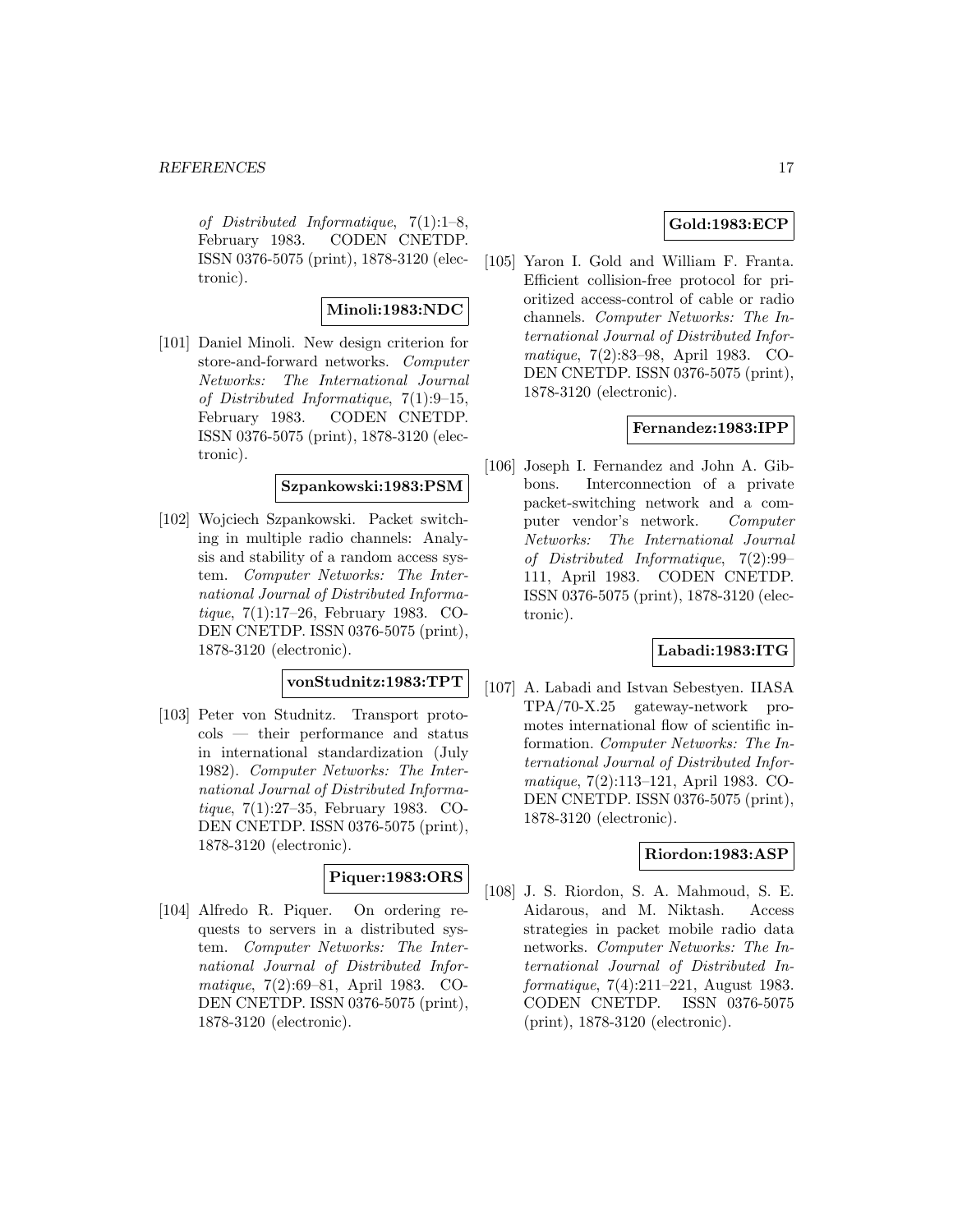*of Distributed Informatique*, 7(1):1–8, February 1983. CODEN CNETDP. ISSN 0376-5075 (print), 1878-3120 (electronic).

**Minoli:1983:NDC**

[101] Daniel Minoli. New design criterion for store-and-forward networks. *Computer Networks: The International Journal of Distributed Informatique*, 7(1):9–15, February 1983. CODEN CNETDP. ISSN 0376-5075 (print), 1878-3120 (electronic).

**Szpankowski:1983:PSM**

[102] Wojciech Szpankowski. Packet switching in multiple radio channels: Analysis and stability of a random access system. *Computer Networks: The International Journal of Distributed Informatique*, 7(1):17–26, February 1983. CODEN CNETDP. ISSN 0376-5075 (print), 1878-3120 (electronic).

**vonStudnitz:1983:TPT**

[103] Peter von Studnitz. Transport protocols — their performance and status in international standardization (July 1982). *Computer Networks: The International Journal of Distributed Informatique*, 7(1):27–35, February 1983. CODEN CNETDP. ISSN 0376-5075 (print), 1878-3120 (electronic).

**Piquer:1983:ORS**

[104] Alfredo R. Piquer. On ordering requests to servers in a distributed system. *Computer Networks: The International Journal of Distributed Informatique*, 7(2):69–81, April 1983. CODEN CNETDP. ISSN 0376-5075 (print), 1878-3120 (electronic).

**Gold:1983:ECP**

[105] Yaron I. Gold and William F. Franta. Efficient collision-free protocol for prioritized access-control of cable or radio channels. *Computer Networks: The International Journal of Distributed Informatique*, 7(2):83–98, April 1983. CODEN CNETDP. ISSN 0376-5075 (print), 1878-3120 (electronic).

**Fernandez:1983:IPP**

[106] Joseph I. Fernandez and John A. Gibbons. Interconnection of a private packet-switching network and a computer vendor's network. *Computer Networks: The International Journal of Distributed Informatique*, 7(2):99–111, April 1983. CODEN CNETDP. ISSN 0376-5075 (print), 1878-3120 (electronic).

**Labadi:1983:ITG**

[107] A. Labadi and Istvan Sebestyen. IIASA TPA/70-X.25 gateway-network promotes international flow of scientific information. *Computer Networks: The International Journal of Distributed Informatique*, 7(2):113–121, April 1983. CODEN CNETDP. ISSN 0376-5075 (print), 1878-3120 (electronic).

**Riordon:1983:ASP**

[108] J. S. Riordon, S. A. Mahmoud, S. E. Aidarous, and M. Niktash. Access strategies in packet mobile radio data networks. *Computer Networks: The International Journal of Distributed Informatique*, 7(4):211–221, August 1983. CODEN CNETDP. ISSN 0376-5075 (print), 1878-3120 (electronic).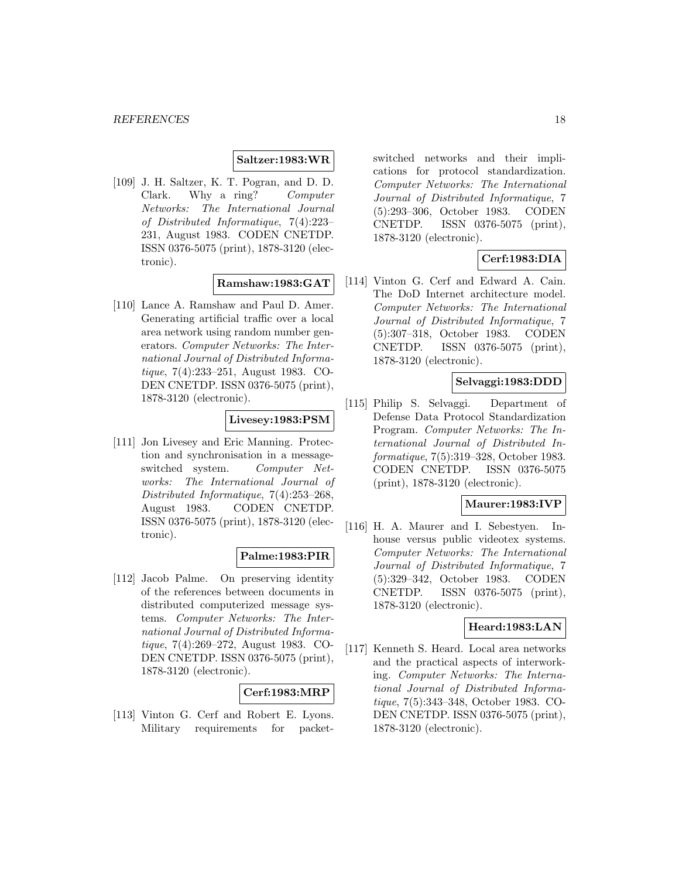**Saltzer:1983:WR**

[109] J. H. Saltzer, K. T. Pogran, and D. D. Clark. Why a ring? *Computer Networks: The International Journal of Distributed Informatique*, 7(4):223–231, August 1983. CODEN CNETDP. ISSN 0376-5075 (print), 1878-3120 (electronic).

**Ramshaw:1983:GAT**

[110] Lance A. Ramshaw and Paul D. Amer. Generating artificial traffic over a local area network using random number generators. *Computer Networks: The International Journal of Distributed Informatique*, 7(4):233–251, August 1983. CODEN CNETDP. ISSN 0376-5075 (print), 1878-3120 (electronic).

**Livesey:1983:PSM**

[111] Jon Livesey and Eric Manning. Protection and synchronisation in a message-switched system. *Computer Networks: The International Journal of Distributed Informatique*, 7(4):253–268, August 1983. CODEN CNETDP. ISSN 0376-5075 (print), 1878-3120 (electronic).

**Palme:1983:PIR**

[112] Jacob Palme. On preserving identity of the references between documents in distributed computerized message systems. *Computer Networks: The International Journal of Distributed Informatique*, 7(4):269–272, August 1983. CODEN CNETDP. ISSN 0376-5075 (print), 1878-3120 (electronic).

**Cerf:1983:MRP**

[113] Vinton G. Cerf and Robert E. Lyons. Military requirements for packet-switched networks and their implications for protocol standardization. *Computer Networks: The International Journal of Distributed Informatique*, 7 (5):293–306, October 1983. CODEN CNETDP. ISSN 0376-5075 (print), 1878-3120 (electronic).

**Cerf:1983:DIA**

[114] Vinton G. Cerf and Edward A. Cain. The DoD Internet architecture model. *Computer Networks: The International Journal of Distributed Informatique*, 7 (5):307–318, October 1983. CODEN CNETDP. ISSN 0376-5075 (print), 1878-3120 (electronic).

**Selvaggi:1983:DDD**

[115] Philip S. Selvaggi. Department of Defense Data Protocol Standardization Program. *Computer Networks: The International Journal of Distributed Informatique*, 7(5):319–328, October 1983. CODEN CNETDP. ISSN 0376-5075 (print), 1878-3120 (electronic).

**Maurer:1983:IVP**

[116] H. A. Maurer and I. Sebestyen. Inhouse versus public videotex systems. *Computer Networks: The International Journal of Distributed Informatique*, 7 (5):329–342, October 1983. CODEN CNETDP. ISSN 0376-5075 (print), 1878-3120 (electronic).

**Heard:1983:LAN**

[117] Kenneth S. Heard. Local area networks and the practical aspects of interworking. *Computer Networks: The International Journal of Distributed Informatique*, 7(5):343–348, October 1983. CODEN CNETDP. ISSN 0376-5075 (print), 1878-3120 (electronic).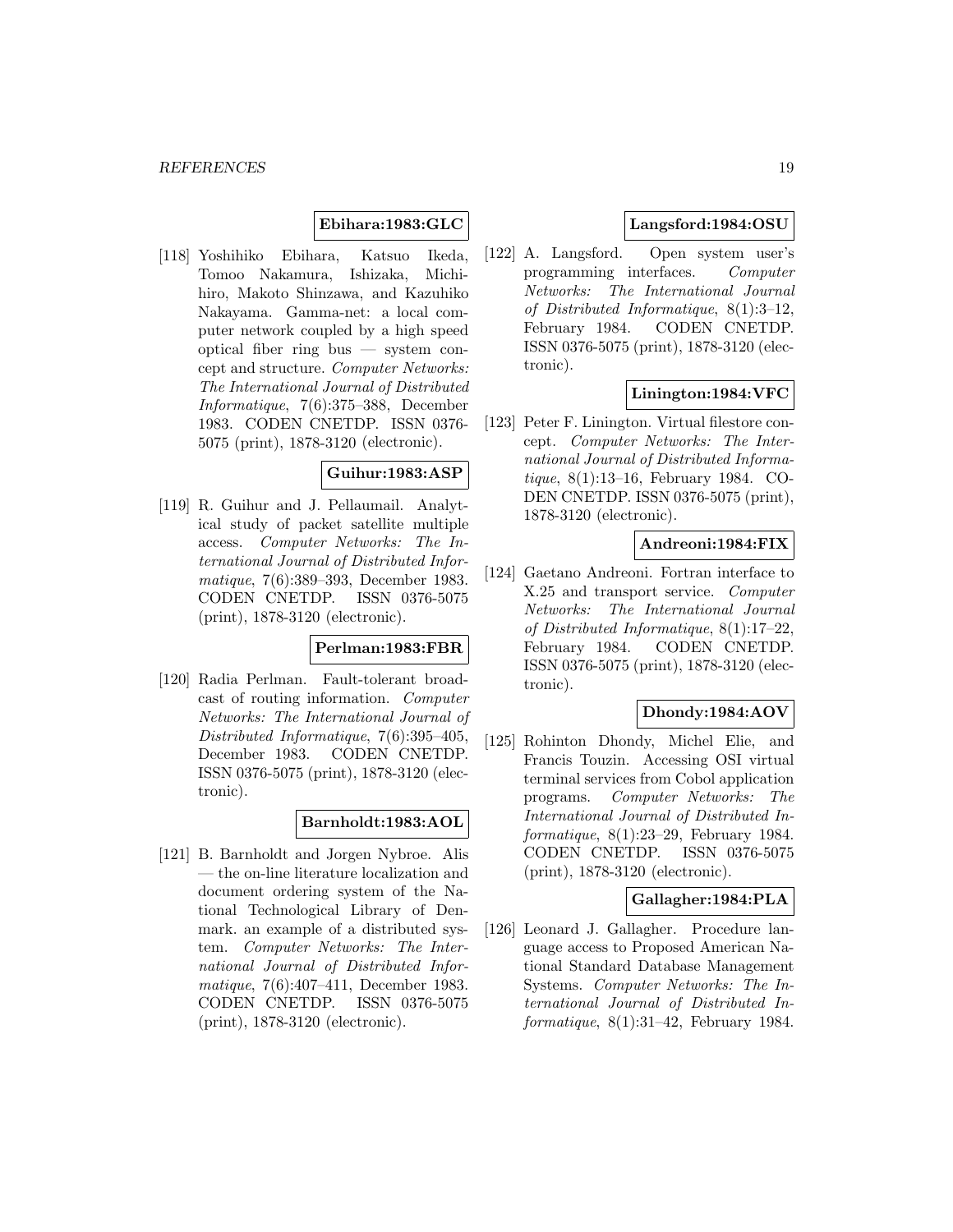**Ebihara:1983:GLC**

[118] Yoshihiko Ebihara, Katsuo Ikeda, Tomoo Nakamura, Ishizaka, Michihiro, Makoto Shinzawa, and Kazuhiko Nakayama. Gamma-net: a local computer network coupled by a high speed optical fiber ring bus — system concept and structure. *Computer Networks: The International Journal of Distributed Informatique*, 7(6):375–388, December 1983. CODEN CNETDP. ISSN 0376-5075 (print), 1878-3120 (electronic).

**Guihur:1983:ASP**

[119] R. Guihur and J. Pellaumail. Analytical study of packet satellite multiple access. *Computer Networks: The International Journal of Distributed Informatique*, 7(6):389–393, December 1983. CODEN CNETDP. ISSN 0376-5075 (print), 1878-3120 (electronic).

**Perlman:1983:FBR**

[120] Radia Perlman. Fault-tolerant broadcast of routing information. *Computer Networks: The International Journal of Distributed Informatique*, 7(6):395–405, December 1983. CODEN CNETDP. ISSN 0376-5075 (print), 1878-3120 (electronic).

**Barnholdt:1983:AOL**

[121] B. Barnholdt and Jorgen Nybroe. Alis — the on-line literature localization and document ordering system of the National Technological Library of Denmark. an example of a distributed system. *Computer Networks: The International Journal of Distributed Informatique*, 7(6):407–411, December 1983. CODEN CNETDP. ISSN 0376-5075 (print), 1878-3120 (electronic).

**Langsford:1984:OSU**

[122] A. Langsford. Open system user's programming interfaces. *Computer Networks: The International Journal of Distributed Informatique*, 8(1):3–12, February 1984. CODEN CNETDP. ISSN 0376-5075 (print), 1878-3120 (electronic).

**Linington:1984:VFC**

[123] Peter F. Linington. Virtual filestore concept. *Computer Networks: The International Journal of Distributed Informatique*, 8(1):13–16, February 1984. CODEN CNETDP. ISSN 0376-5075 (print), 1878-3120 (electronic).

**Andreoni:1984:FIX**

[124] Gaetano Andreoni. Fortran interface to X.25 and transport service. *Computer Networks: The International Journal of Distributed Informatique*, 8(1):17–22, February 1984. CODEN CNETDP. ISSN 0376-5075 (print), 1878-3120 (electronic).

**Dhondy:1984:AOV**

[125] Rohinton Dhondy, Michel Elie, and Francis Touzin. Accessing OSI virtual terminal services from Cobol application programs. *Computer Networks: The International Journal of Distributed Informatique*, 8(1):23–29, February 1984. CODEN CNETDP. ISSN 0376-5075 (print), 1878-3120 (electronic).

**Gallagher:1984:PLA**

[126] Leonard J. Gallagher. Procedure language access to Proposed American National Standard Database Management Systems. *Computer Networks: The International Journal of Distributed Informatique*, 8(1):31–42, February 1984.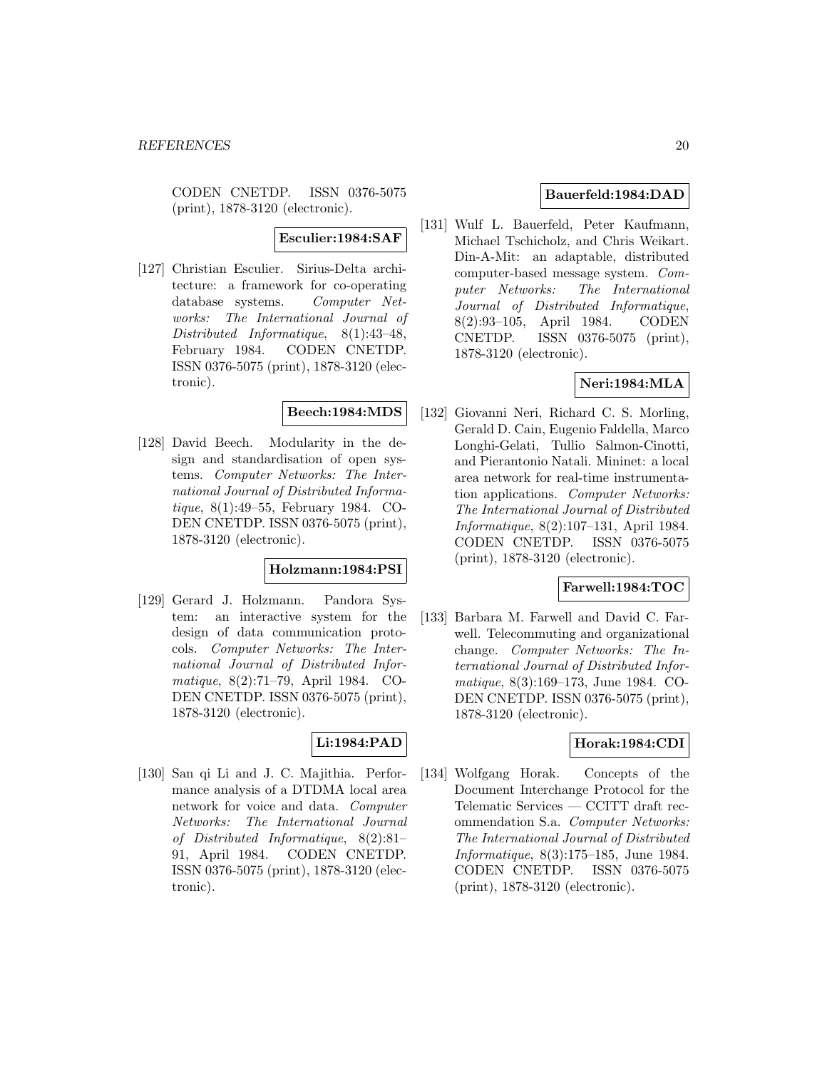CODEN CNETDP. ISSN 0376-5075 (print), 1878-3120 (electronic).

**Esculier:1984:SAF**

[127] Christian Esculier. Sirius-Delta architecture: a framework for co-operating database systems. *Computer Networks: The International Journal of Distributed Informatique*, 8(1):43–48, February 1984. CODEN CNETDP. ISSN 0376-5075 (print), 1878-3120 (electronic).

**Beech:1984:MDS**

[128] David Beech. Modularity in the design and standardisation of open systems. *Computer Networks: The International Journal of Distributed Informatique*, 8(1):49–55, February 1984. CODEN CNETDP. ISSN 0376-5075 (print), 1878-3120 (electronic).

**Holzmann:1984:PSI**

[129] Gerard J. Holzmann. Pandora System: an interactive system for the design of data communication protocols. *Computer Networks: The International Journal of Distributed Informatique*, 8(2):71–79, April 1984. CODEN CNETDP. ISSN 0376-5075 (print), 1878-3120 (electronic).

**Li:1984:PAD**

[130] San qi Li and J. C. Majithia. Performance analysis of a DTDMA local area network for voice and data. *Computer Networks: The International Journal of Distributed Informatique*, 8(2):81–91, April 1984. CODEN CNETDP. ISSN 0376-5075 (print), 1878-3120 (electronic).

**Bauerfeld:1984:DAD**

[131] Wulf L. Bauerfeld, Peter Kaufmann, Michael Tschicholz, and Chris Weikart. Din-A-Mit: an adaptable, distributed computer-based message system. *Computer Networks: The International Journal of Distributed Informatique*, 8(2):93–105, April 1984. CODEN CNETDP. ISSN 0376-5075 (print), 1878-3120 (electronic).

**Neri:1984:MLA**

[132] Giovanni Neri, Richard C. S. Morling, Gerald D. Cain, Eugenio Faldella, Marco Longhi-Gelati, Tullio Salmon-Cinotti, and Pierantonio Natali. Mininet: a local area network for real-time instrumentation applications. *Computer Networks: The International Journal of Distributed Informatique*, 8(2):107–131, April 1984. CODEN CNETDP. ISSN 0376-5075 (print), 1878-3120 (electronic).

**Farwell:1984:TOC**

[133] Barbara M. Farwell and David C. Farwell. Telecommuting and organizational change. *Computer Networks: The International Journal of Distributed Informatique*, 8(3):169–173, June 1984. CODEN CNETDP. ISSN 0376-5075 (print), 1878-3120 (electronic).

**Horak:1984:CDI**

[134] Wolfgang Horak. Concepts of the Document Interchange Protocol for the Telematic Services — CCITT draft recommendation S.a. *Computer Networks: The International Journal of Distributed Informatique*, 8(3):175–185, June 1984. CODEN CNETDP. ISSN 0376-5075 (print), 1878-3120 (electronic).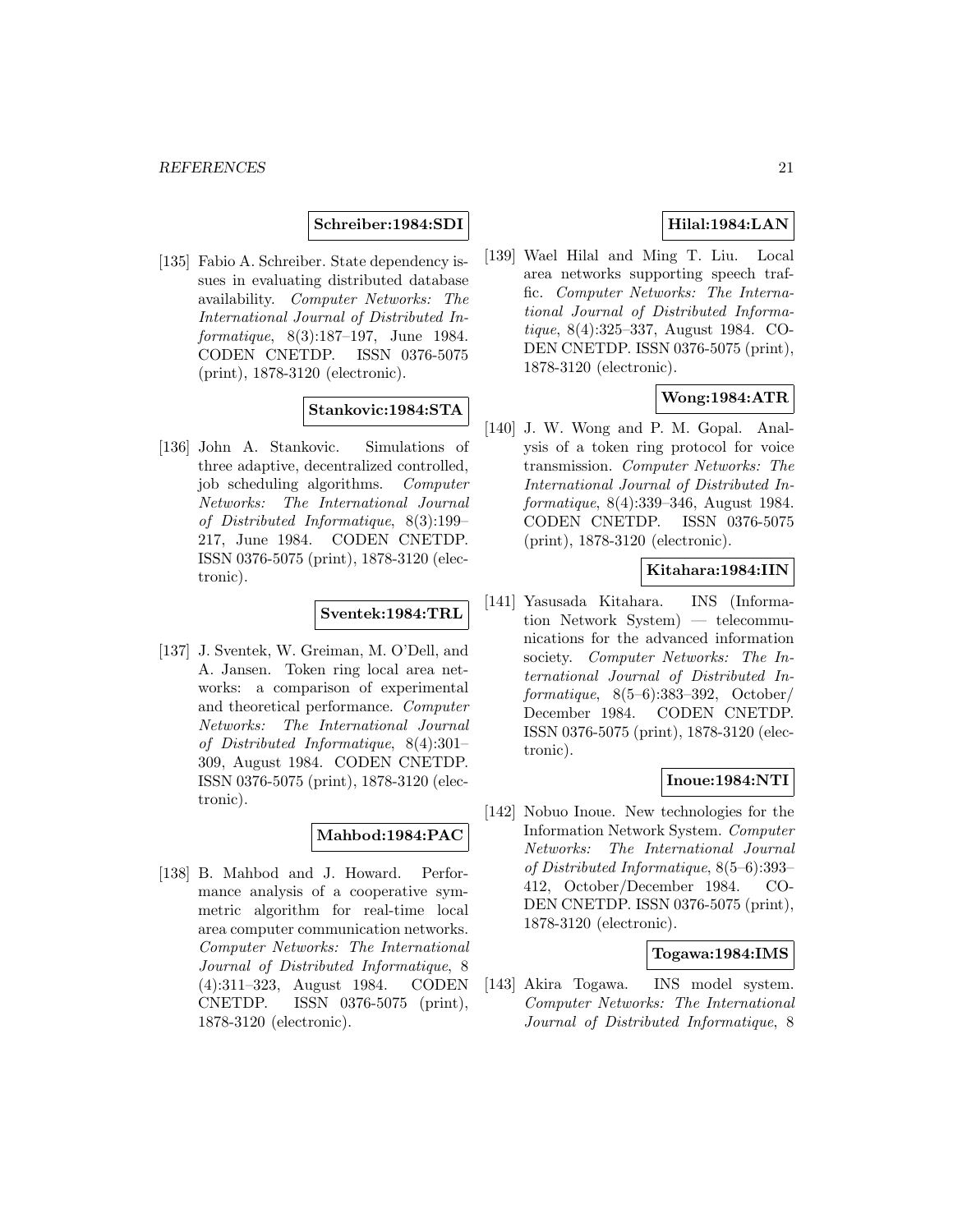**Schreiber:1984:SDI**

[135] Fabio A. Schreiber. State dependency issues in evaluating distributed database availability. *Computer Networks: The International Journal of Distributed Informatique*, 8(3):187–197, June 1984. CODEN CNETDP. ISSN 0376-5075 (print), 1878-3120 (electronic).

**Stankovic:1984:STA**

[136] John A. Stankovic. Simulations of three adaptive, decentralized controlled, job scheduling algorithms. *Computer Networks: The International Journal of Distributed Informatique*, 8(3):199–217, June 1984. CODEN CNETDP. ISSN 0376-5075 (print), 1878-3120 (electronic).

**Sventek:1984:TRL**

[137] J. Sventek, W. Greiman, M. O'Dell, and A. Jansen. Token ring local area networks: a comparison of experimental and theoretical performance. *Computer Networks: The International Journal of Distributed Informatique*, 8(4):301–309, August 1984. CODEN CNETDP. ISSN 0376-5075 (print), 1878-3120 (electronic).

**Mahbod:1984:PAC**

[138] B. Mahbod and J. Howard. Performance analysis of a cooperative symmetric algorithm for real-time local area computer communication networks. *Computer Networks: The International Journal of Distributed Informatique*, 8 (4):311–323, August 1984. CODEN CNETDP. ISSN 0376-5075 (print), 1878-3120 (electronic).

**Hilal:1984:LAN**

[139] Wael Hilal and Ming T. Liu. Local area networks supporting speech traffic. *Computer Networks: The International Journal of Distributed Informatique*, 8(4):325–337, August 1984. CODEN CNETDP. ISSN 0376-5075 (print), 1878-3120 (electronic).

**Wong:1984:ATR**

[140] J. W. Wong and P. M. Gopal. Analysis of a token ring protocol for voice transmission. *Computer Networks: The International Journal of Distributed Informatique*, 8(4):339–346, August 1984. CODEN CNETDP. ISSN 0376-5075 (print), 1878-3120 (electronic).

**Kitahara:1984:IIN**

[141] Yasusada Kitahara. INS (Information Network System) — telecommunications for the advanced information society. *Computer Networks: The International Journal of Distributed Informatique*, 8(5–6):383–392, October/ December 1984. CODEN CNETDP. ISSN 0376-5075 (print), 1878-3120 (electronic).

**Inoue:1984:NTI**

[142] Nobuo Inoue. New technologies for the Information Network System. *Computer Networks: The International Journal of Distributed Informatique*, 8(5–6):393–412, October/December 1984. CODEN CNETDP. ISSN 0376-5075 (print), 1878-3120 (electronic).

**Togawa:1984:IMS**

[143] Akira Togawa. INS model system. *Computer Networks: The International Journal of Distributed Informatique*, 8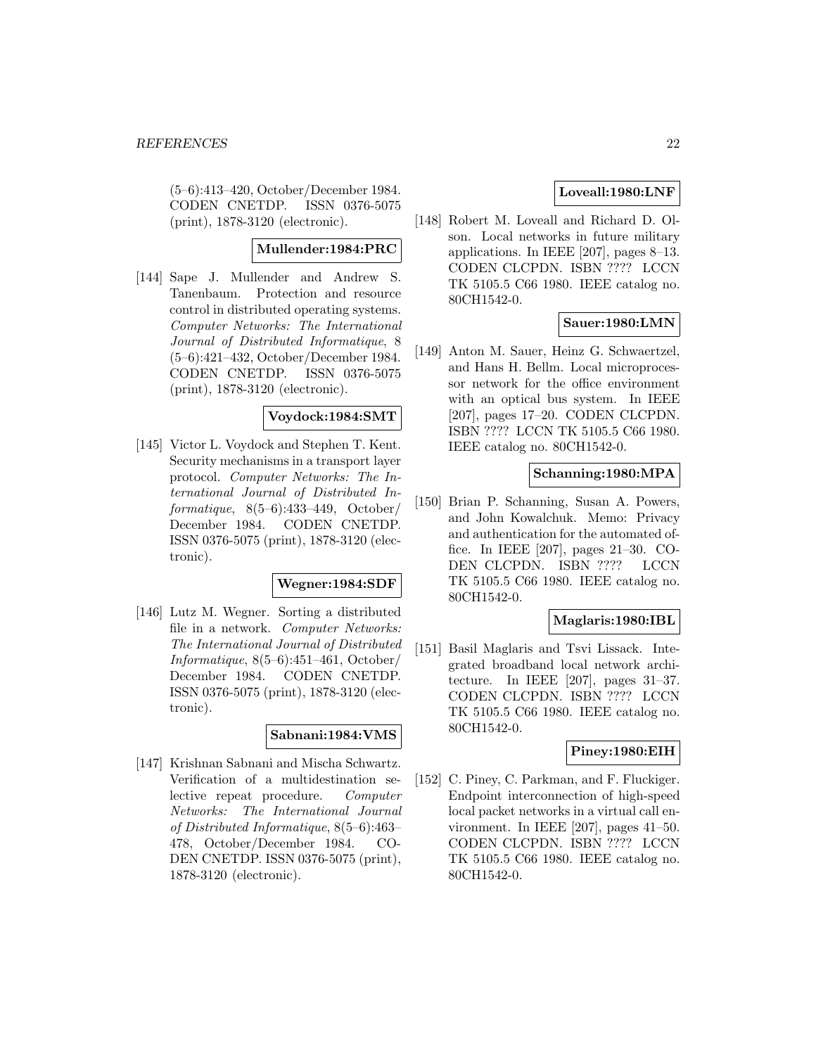(5–6):413–420, October/December 1984. CODEN CNETDP. ISSN 0376-5075 (print), 1878-3120 (electronic).

**Mullender:1984:PRC**

[144] Sape J. Mullender and Andrew S. Tanenbaum. Protection and resource control in distributed operating systems. *Computer Networks: The International Journal of Distributed Informatique*, 8 (5–6):421–432, October/December 1984. CODEN CNETDP. ISSN 0376-5075 (print), 1878-3120 (electronic).

**Voydock:1984:SMT**

[145] Victor L. Voydock and Stephen T. Kent. Security mechanisms in a transport layer protocol. *Computer Networks: The International Journal of Distributed Informatique*, 8(5–6):433–449, October/December 1984. CODEN CNETDP. ISSN 0376-5075 (print), 1878-3120 (electronic).

**Wegner:1984:SDF**

[146] Lutz M. Wegner. Sorting a distributed file in a network. *Computer Networks: The International Journal of Distributed Informatique*, 8(5–6):451–461, October/December 1984. CODEN CNETDP. ISSN 0376-5075 (print), 1878-3120 (electronic).

**Sabnani:1984:VMS**

[147] Krishnan Sabnani and Mischa Schwartz. Verification of a multidestination selective repeat procedure. *Computer Networks: The International Journal of Distributed Informatique*, 8(5–6):463–478, October/December 1984. CODEN CNETDP. ISSN 0376-5075 (print), 1878-3120 (electronic).

**Loveall:1980:LNF**

[148] Robert M. Loveall and Richard D. Olson. Local networks in future military applications. In IEEE [207], pages 8–13. CODEN CLCPDN. ISBN ???? LCCN TK 5105.5 C66 1980. IEEE catalog no. 80CH1542-0.

**Sauer:1980:LMN**

[149] Anton M. Sauer, Heinz G. Schwaertzel, and Hans H. Bellm. Local microprocessor network for the office environment with an optical bus system. In IEEE [207], pages 17–20. CODEN CLCPDN. ISBN ???? LCCN TK 5105.5 C66 1980. IEEE catalog no. 80CH1542-0.

**Schanning:1980:MPA**

[150] Brian P. Schanning, Susan A. Powers, and John Kowalchuk. Memo: Privacy and authentication for the automated office. In IEEE [207], pages 21–30. CODEN CLCPDN. ISBN ???? LCCN TK 5105.5 C66 1980. IEEE catalog no. 80CH1542-0.

**Maglaris:1980:IBL**

[151] Basil Maglaris and Tsvi Lissack. Integrated broadband local network architecture. In IEEE [207], pages 31–37. CODEN CLCPDN. ISBN ???? LCCN TK 5105.5 C66 1980. IEEE catalog no. 80CH1542-0.

**Piney:1980:EIH**

[152] C. Piney, C. Parkman, and F. Fluckiger. Endpoint interconnection of high-speed local packet networks in a virtual call environment. In IEEE [207], pages 41–50. CODEN CLCPDN. ISBN ???? LCCN TK 5105.5 C66 1980. IEEE catalog no. 80CH1542-0.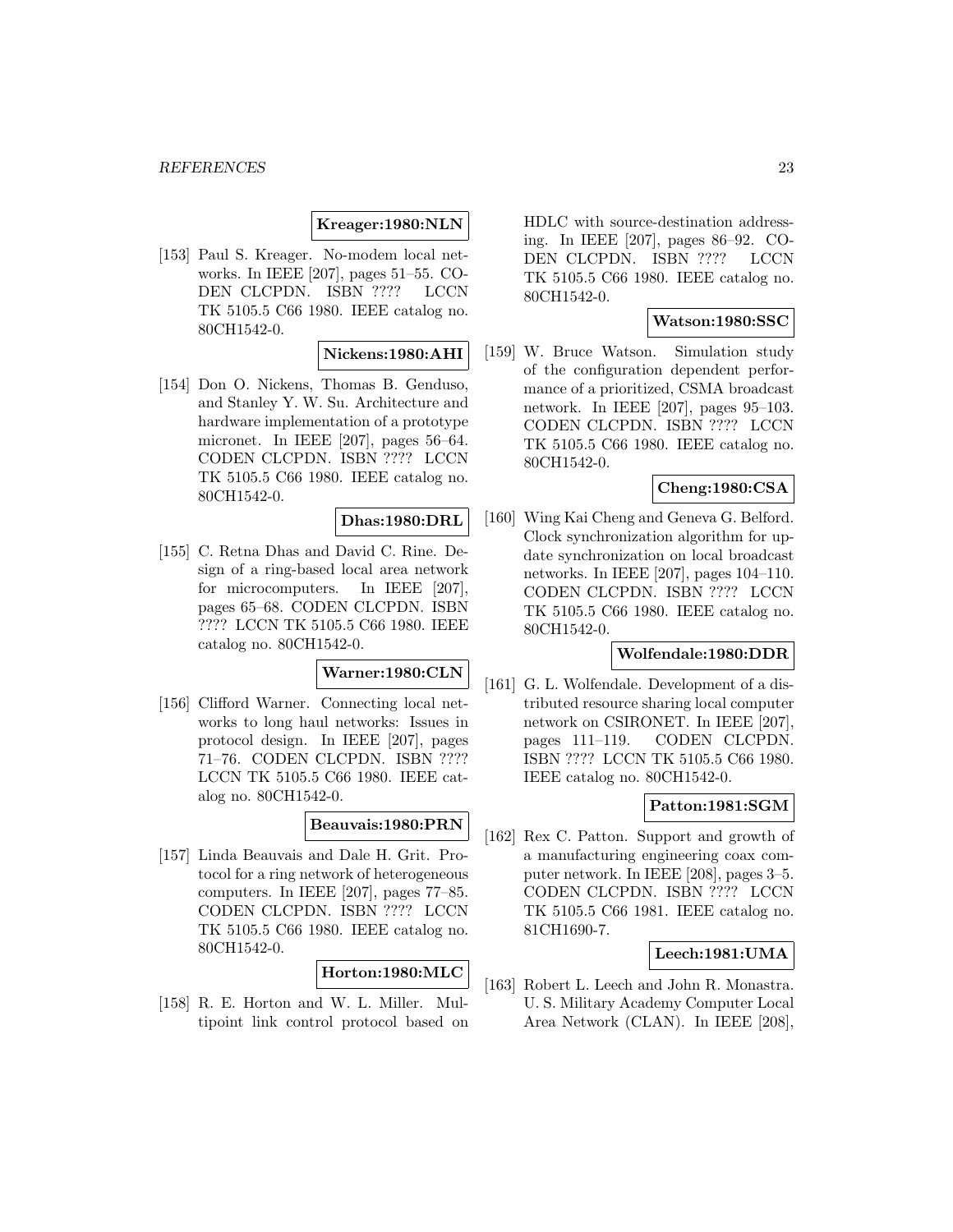**Kreager:1980:NLN**

[153] Paul S. Kreager. No-modem local networks. In IEEE [207], pages 51–55. CODEN CLCPDN. ISBN ???? LCCN TK 5105.5 C66 1980. IEEE catalog no. 80CH1542-0.

**Nickens:1980:AHI**

[154] Don O. Nickens, Thomas B. Genduso, and Stanley Y. W. Su. Architecture and hardware implementation of a prototype micronet. In IEEE [207], pages 56–64. CODEN CLCPDN. ISBN ???? LCCN TK 5105.5 C66 1980. IEEE catalog no. 80CH1542-0.

**Dhas:1980:DRL**

[155] C. Retna Dhas and David C. Rine. Design of a ring-based local area network for microcomputers. In IEEE [207], pages 65–68. CODEN CLCPDN. ISBN ???? LCCN TK 5105.5 C66 1980. IEEE catalog no. 80CH1542-0.

**Warner:1980:CLN**

[156] Clifford Warner. Connecting local networks to long haul networks: Issues in protocol design. In IEEE [207], pages 71–76. CODEN CLCPDN. ISBN ???? LCCN TK 5105.5 C66 1980. IEEE catalog no. 80CH1542-0.

**Beauvais:1980:PRN**

[157] Linda Beauvais and Dale H. Grit. Protocol for a ring network of heterogeneous computers. In IEEE [207], pages 77–85. CODEN CLCPDN. ISBN ???? LCCN TK 5105.5 C66 1980. IEEE catalog no. 80CH1542-0.

**Horton:1980:MLC**

[158] R. E. Horton and W. L. Miller. Multipoint link control protocol based on HDLC with source-destination addressing. In IEEE [207], pages 86–92. CODEN CLCPDN. ISBN ???? LCCN TK 5105.5 C66 1980. IEEE catalog no. 80CH1542-0.

**Watson:1980:SSC**

[159] W. Bruce Watson. Simulation study of the configuration dependent performance of a prioritized, CSMA broadcast network. In IEEE [207], pages 95–103. CODEN CLCPDN. ISBN ???? LCCN TK 5105.5 C66 1980. IEEE catalog no. 80CH1542-0.

**Cheng:1980:CSA**

[160] Wing Kai Cheng and Geneva G. Belford. Clock synchronization algorithm for update synchronization on local broadcast networks. In IEEE [207], pages 104–110. CODEN CLCPDN. ISBN ???? LCCN TK 5105.5 C66 1980. IEEE catalog no. 80CH1542-0.

**Wolfendale:1980:DDR**

[161] G. L. Wolfendale. Development of a distributed resource sharing local computer network on CSIRONET. In IEEE [207], pages 111–119. CODEN CLCPDN. ISBN ???? LCCN TK 5105.5 C66 1980. IEEE catalog no. 80CH1542-0.

**Patton:1981:SGM**

[162] Rex C. Patton. Support and growth of a manufacturing engineering coax computer network. In IEEE [208], pages 3–5. CODEN CLCPDN. ISBN ???? LCCN TK 5105.5 C66 1981. IEEE catalog no. 81CH1690-7.

**Leech:1981:UMA**

[163] Robert L. Leech and John R. Monastra. U. S. Military Academy Computer Local Area Network (CLAN). In IEEE [208],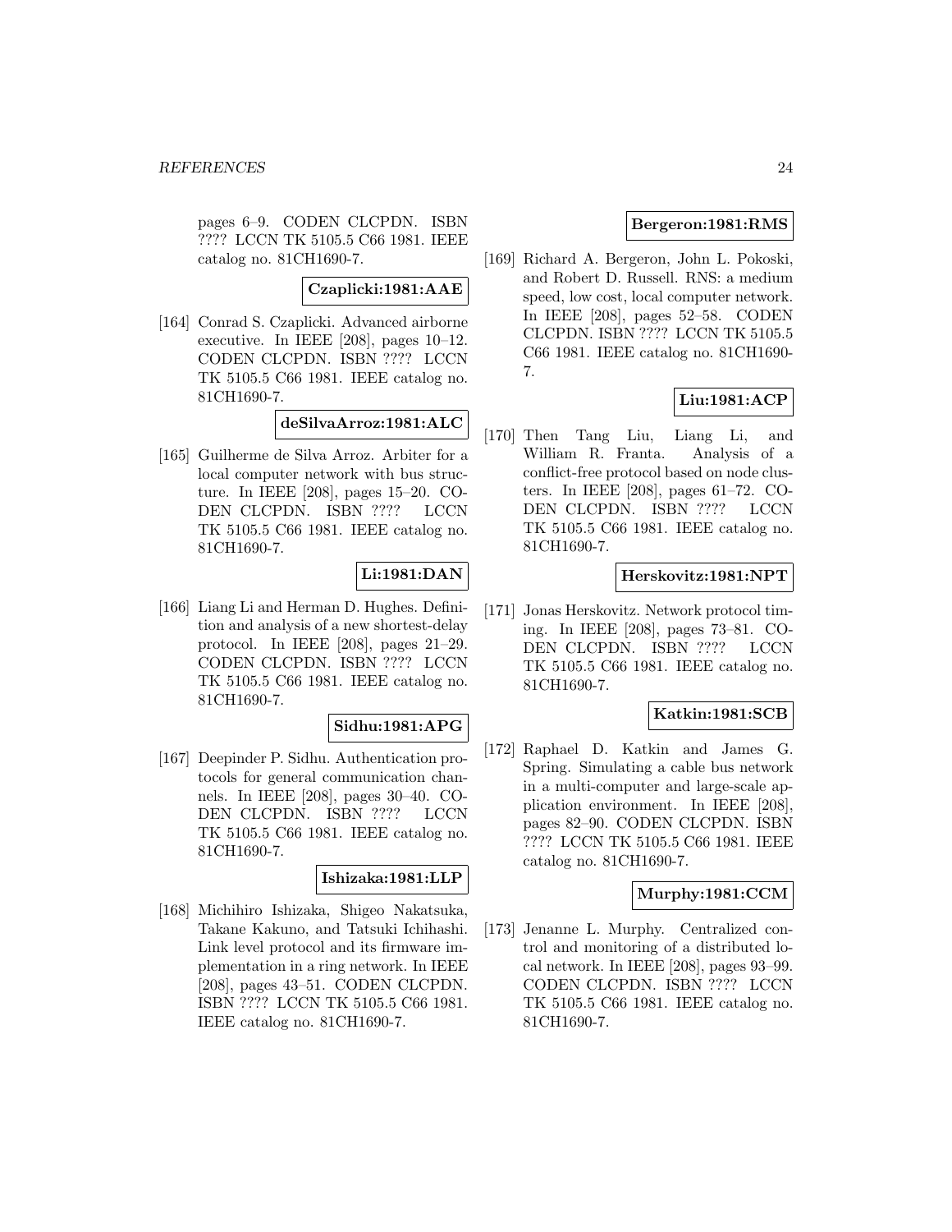pages 6–9. CODEN CLCPDN. ISBN ???? LCCN TK 5105.5 C66 1981. IEEE catalog no. 81CH1690-7.

**Czaplicki:1981:AAE**

[164] Conrad S. Czaplicki. Advanced airborne executive. In IEEE [208], pages 10–12. CODEN CLCPDN. ISBN ???? LCCN TK 5105.5 C66 1981. IEEE catalog no. 81CH1690-7.

**deSilvaArroz:1981:ALC**

[165] Guilherme de Silva Arroz. Arbiter for a local computer network with bus structure. In IEEE [208], pages 15–20. CODEN CLCPDN. ISBN ???? LCCN TK 5105.5 C66 1981. IEEE catalog no. 81CH1690-7.

**Li:1981:DAN**

[166] Liang Li and Herman D. Hughes. Definition and analysis of a new shortest-delay protocol. In IEEE [208], pages 21–29. CODEN CLCPDN. ISBN ???? LCCN TK 5105.5 C66 1981. IEEE catalog no. 81CH1690-7.

**Sidhu:1981:APG**

[167] Deepinder P. Sidhu. Authentication protocols for general communication channels. In IEEE [208], pages 30–40. CODEN CLCPDN. ISBN ???? LCCN TK 5105.5 C66 1981. IEEE catalog no. 81CH1690-7.

**Ishizaka:1981:LLP**

[168] Michihiro Ishizaka, Shigeo Nakatsuka, Takane Kakuno, and Tatsuki Ichihashi. Link level protocol and its firmware implementation in a ring network. In IEEE [208], pages 43–51. CODEN CLCPDN. ISBN ???? LCCN TK 5105.5 C66 1981. IEEE catalog no. 81CH1690-7.

**Bergeron:1981:RMS**

[169] Richard A. Bergeron, John L. Pokoski, and Robert D. Russell. RNS: a medium speed, low cost, local computer network. In IEEE [208], pages 52–58. CODEN CLCPDN. ISBN ???? LCCN TK 5105.5 C66 1981. IEEE catalog no. 81CH1690-7.

**Liu:1981:ACP**

[170] Then Tang Liu, Liang Li, and William R. Franta. Analysis of a conflict-free protocol based on node clusters. In IEEE [208], pages 61–72. CODEN CLCPDN. ISBN ???? LCCN TK 5105.5 C66 1981. IEEE catalog no. 81CH1690-7.

**Herskovitz:1981:NPT**

[171] Jonas Herskovitz. Network protocol timing. In IEEE [208], pages 73–81. CODEN CLCPDN. ISBN ???? LCCN TK 5105.5 C66 1981. IEEE catalog no. 81CH1690-7.

**Katkin:1981:SCB**

[172] Raphael D. Katkin and James G. Spring. Simulating a cable bus network in a multi-computer and large-scale application environment. In IEEE [208], pages 82–90. CODEN CLCPDN. ISBN ???? LCCN TK 5105.5 C66 1981. IEEE catalog no. 81CH1690-7.

**Murphy:1981:CCM**

[173] Jenanne L. Murphy. Centralized control and monitoring of a distributed local network. In IEEE [208], pages 93–99. CODEN CLCPDN. ISBN ???? LCCN TK 5105.5 C66 1981. IEEE catalog no. 81CH1690-7.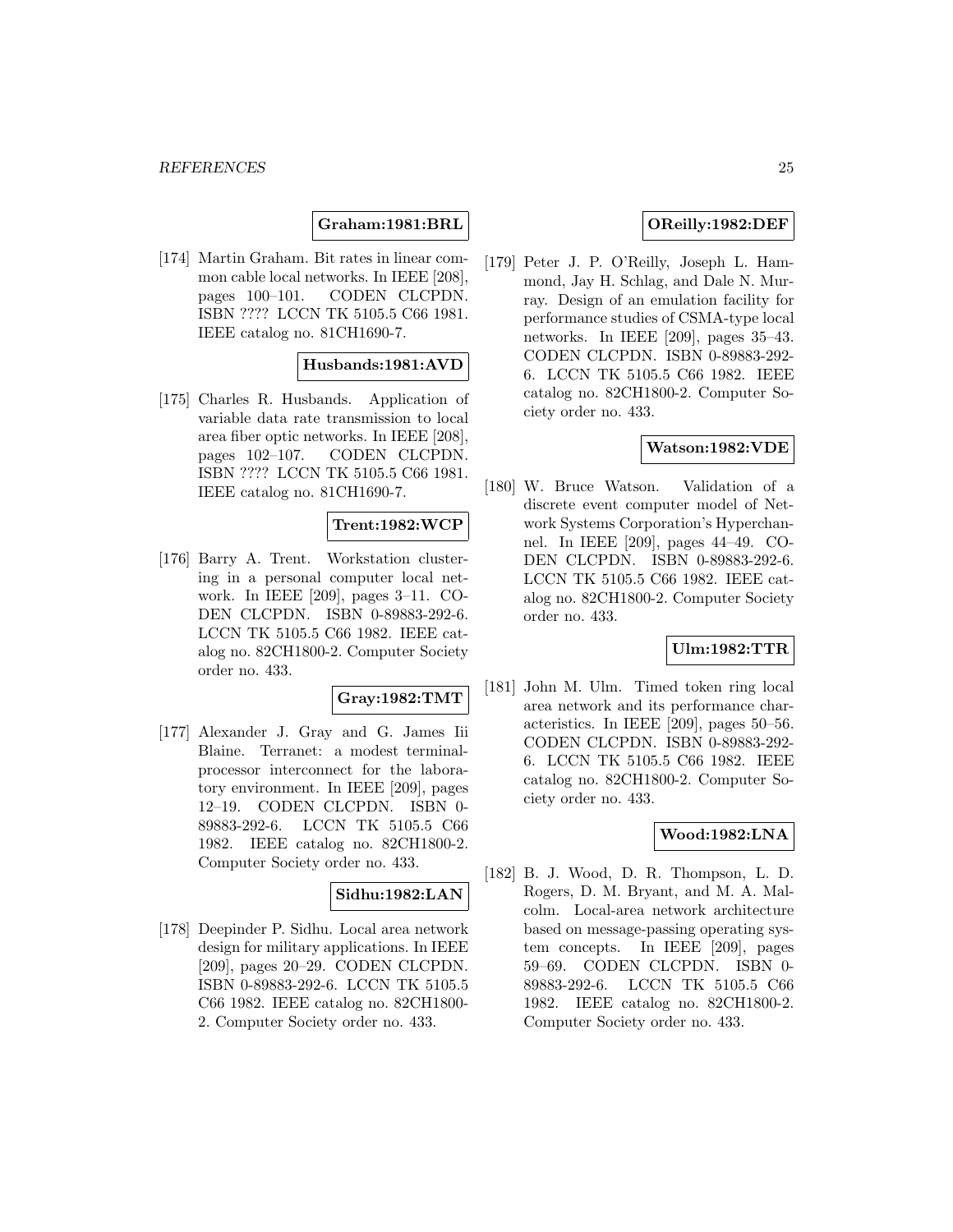**Graham:1981:BRL**

[174] Martin Graham. Bit rates in linear common cable local networks. In IEEE [208], pages 100–101. CODEN CLCPDN. ISBN ???? LCCN TK 5105.5 C66 1981. IEEE catalog no. 81CH1690-7.

**Husbands:1981:AVD**

[175] Charles R. Husbands. Application of variable data rate transmission to local area fiber optic networks. In IEEE [208], pages 102–107. CODEN CLCPDN. ISBN ???? LCCN TK 5105.5 C66 1981. IEEE catalog no. 81CH1690-7.

**Trent:1982:WCP**

[176] Barry A. Trent. Workstation clustering in a personal computer local network. In IEEE [209], pages 3–11. CODEN CLCPDN. ISBN 0-89883-292-6. LCCN TK 5105.5 C66 1982. IEEE catalog no. 82CH1800-2. Computer Society order no. 433.

**Gray:1982:TMT**

[177] Alexander J. Gray and G. James Iii Blaine. Terranet: a modest terminal-processor interconnect for the laboratory environment. In IEEE [209], pages 12–19. CODEN CLCPDN. ISBN 0-89883-292-6. LCCN TK 5105.5 C66 1982. IEEE catalog no. 82CH1800-2. Computer Society order no. 433.

**Sidhu:1982:LAN**

[178] Deepinder P. Sidhu. Local area network design for military applications. In IEEE [209], pages 20–29. CODEN CLCPDN. ISBN 0-89883-292-6. LCCN TK 5105.5 C66 1982. IEEE catalog no. 82CH1800-2. Computer Society order no. 433.

**OReilly:1982:DEF**

[179] Peter J. P. O'Reilly, Joseph L. Hammond, Jay H. Schlag, and Dale N. Murray. Design of an emulation facility for performance studies of CSMA-type local networks. In IEEE [209], pages 35–43. CODEN CLCPDN. ISBN 0-89883-292-6. LCCN TK 5105.5 C66 1982. IEEE catalog no. 82CH1800-2. Computer Society order no. 433.

**Watson:1982:VDE**

[180] W. Bruce Watson. Validation of a discrete event computer model of Network Systems Corporation's Hyperchannel. In IEEE [209], pages 44–49. CODEN CLCPDN. ISBN 0-89883-292-6. LCCN TK 5105.5 C66 1982. IEEE catalog no. 82CH1800-2. Computer Society order no. 433.

**Ulm:1982:TTR**

[181] John M. Ulm. Timed token ring local area network and its performance characteristics. In IEEE [209], pages 50–56. CODEN CLCPDN. ISBN 0-89883-292-6. LCCN TK 5105.5 C66 1982. IEEE catalog no. 82CH1800-2. Computer Society order no. 433.

**Wood:1982:LNA**

[182] B. J. Wood, D. R. Thompson, L. D. Rogers, D. M. Bryant, and M. A. Malcolm. Local-area network architecture based on message-passing operating system concepts. In IEEE [209], pages 59–69. CODEN CLCPDN. ISBN 0-89883-292-6. LCCN TK 5105.5 C66 1982. IEEE catalog no. 82CH1800-2. Computer Society order no. 433.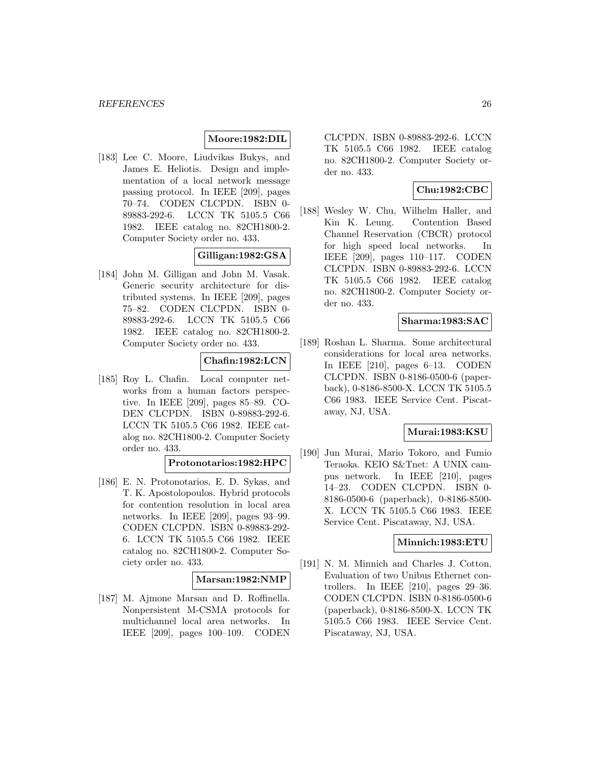**Moore:1982:DIL**

[183] Lee C. Moore, Liudvikas Bukys, and James E. Heliotis. Design and implementation of a local network message passing protocol. In IEEE [209], pages 70–74. CODEN CLCPDN. ISBN 0-89883-292-6. LCCN TK 5105.5 C66 1982. IEEE catalog no. 82CH1800-2. Computer Society order no. 433.

**Gilligan:1982:GSA**

[184] John M. Gilligan and John M. Vasak. Generic security architecture for distributed systems. In IEEE [209], pages 75–82. CODEN CLCPDN. ISBN 0-89883-292-6. LCCN TK 5105.5 C66 1982. IEEE catalog no. 82CH1800-2. Computer Society order no. 433.

**Chafin:1982:LCN**

[185] Roy L. Chafin. Local computer networks from a human factors perspective. In IEEE [209], pages 85–89. CODEN CLCPDN. ISBN 0-89883-292-6. LCCN TK 5105.5 C66 1982. IEEE catalog no. 82CH1800-2. Computer Society order no. 433.

**Protonotarios:1982:HPC**

[186] E. N. Protonotarios, E. D. Sykas, and T. K. Apostolopoulos. Hybrid protocols for contention resolution in local area networks. In IEEE [209], pages 93–99. CODEN CLCPDN. ISBN 0-89883-292-6. LCCN TK 5105.5 C66 1982. IEEE catalog no. 82CH1800-2. Computer Society order no. 433.

**Marsan:1982:NMP**

[187] M. Ajmone Marsan and D. Roffinella. Nonpersistent M-CSMA protocols for multichannel local area networks. In IEEE [209], pages 100–109. CODEN CLCPDN. ISBN 0-89883-292-6. LCCN TK 5105.5 C66 1982. IEEE catalog no. 82CH1800-2. Computer Society order no. 433.

**Chu:1982:CBC**

[188] Wesley W. Chu, Wilhelm Haller, and Kin K. Leung. Contention Based Channel Reservation (CBCR) protocol for high speed local networks. In IEEE [209], pages 110–117. CODEN CLCPDN. ISBN 0-89883-292-6. LCCN TK 5105.5 C66 1982. IEEE catalog no. 82CH1800-2. Computer Society order no. 433.

**Sharma:1983:SAC**

[189] Roshan L. Sharma. Some architectural considerations for local area networks. In IEEE [210], pages 6–13. CODEN CLCPDN. ISBN 0-8186-0500-6 (paperback), 0-8186-8500-X. LCCN TK 5105.5 C66 1983. IEEE Service Cent. Piscataway, NJ, USA.

**Murai:1983:KSU**

[190] Jun Murai, Mario Tokoro, and Fumio Teraoka. KEIO S&Tnet: A UNIX campus network. In IEEE [210], pages 14–23. CODEN CLCPDN. ISBN 0-8186-0500-6 (paperback), 0-8186-8500-X. LCCN TK 5105.5 C66 1983. IEEE Service Cent. Piscataway, NJ, USA.

**Minnich:1983:ETU**

[191] N. M. Minnich and Charles J. Cotton. Evaluation of two Unibus Ethernet controllers. In IEEE [210], pages 29–36. CODEN CLCPDN. ISBN 0-8186-0500-6 (paperback), 0-8186-8500-X. LCCN TK 5105.5 C66 1983. IEEE Service Cent. Piscataway, NJ, USA.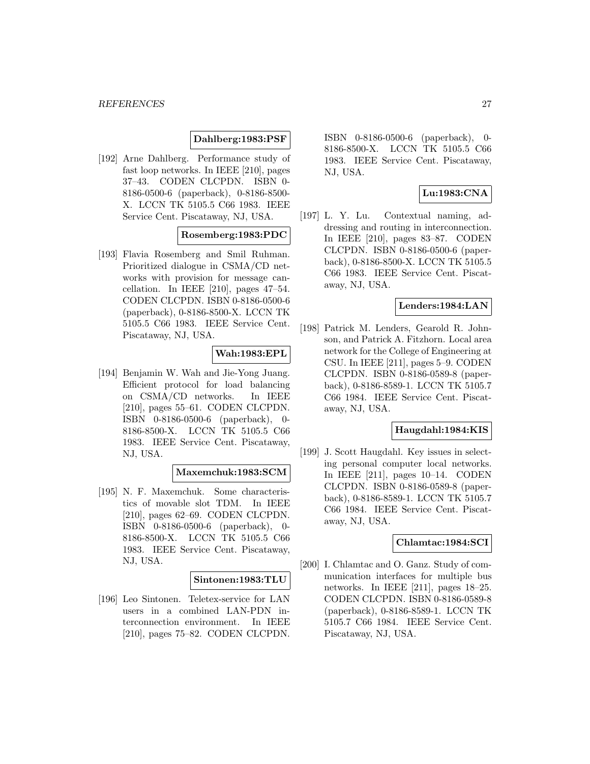**Dahlberg:1983:PSF**

[192] Arne Dahlberg. Performance study of fast loop networks. In IEEE [210], pages 37–43. CODEN CLCPDN. ISBN 0-8186-0500-6 (paperback), 0-8186-8500-X. LCCN TK 5105.5 C66 1983. IEEE Service Cent. Piscataway, NJ, USA.

**Rosemberg:1983:PDC**

[193] Flavia Rosemberg and Smil Ruhman. Prioritized dialogue in CSMA/CD networks with provision for message cancellation. In IEEE [210], pages 47–54. CODEN CLCPDN. ISBN 0-8186-0500-6 (paperback), 0-8186-8500-X. LCCN TK 5105.5 C66 1983. IEEE Service Cent. Piscataway, NJ, USA.

**Wah:1983:EPL**

[194] Benjamin W. Wah and Jie-Yong Juang. Efficient protocol for load balancing on CSMA/CD networks. In IEEE [210], pages 55–61. CODEN CLCPDN. ISBN 0-8186-0500-6 (paperback), 0-8186-8500-X. LCCN TK 5105.5 C66 1983. IEEE Service Cent. Piscataway, NJ, USA.

**Maxemchuk:1983:SCM**

[195] N. F. Maxemchuk. Some characteristics of movable slot TDM. In IEEE [210], pages 62–69. CODEN CLCPDN. ISBN 0-8186-0500-6 (paperback), 0-8186-8500-X. LCCN TK 5105.5 C66 1983. IEEE Service Cent. Piscataway, NJ, USA.

**Sintonen:1983:TLU**

[196] Leo Sintonen. Teletex-service for LAN users in a combined LAN-PDN interconnection environment. In IEEE [210], pages 75–82. CODEN CLCPDN. ISBN 0-8186-0500-6 (paperback), 0-8186-8500-X. LCCN TK 5105.5 C66 1983. IEEE Service Cent. Piscataway, NJ, USA.

**Lu:1983:CNA**

[197] L. Y. Lu. Contextual naming, addressing and routing in interconnection. In IEEE [210], pages 83–87. CODEN CLCPDN. ISBN 0-8186-0500-6 (paperback), 0-8186-8500-X. LCCN TK 5105.5 C66 1983. IEEE Service Cent. Piscataway, NJ, USA.

**Lenders:1984:LAN**

[198] Patrick M. Lenders, Gearold R. Johnson, and Patrick A. Fitzhorn. Local area network for the College of Engineering at CSU. In IEEE [211], pages 5–9. CODEN CLCPDN. ISBN 0-8186-0589-8 (paperback), 0-8186-8589-1. LCCN TK 5105.7 C66 1984. IEEE Service Cent. Piscataway, NJ, USA.

**Haugdahl:1984:KIS**

[199] J. Scott Haugdahl. Key issues in selecting personal computer local networks. In IEEE [211], pages 10–14. CODEN CLCPDN. ISBN 0-8186-0589-8 (paperback), 0-8186-8589-1. LCCN TK 5105.7 C66 1984. IEEE Service Cent. Piscataway, NJ, USA.

**Chlamtac:1984:SCI**

[200] I. Chlamtac and O. Ganz. Study of communication interfaces for multiple bus networks. In IEEE [211], pages 18–25. CODEN CLCPDN. ISBN 0-8186-0589-8 (paperback), 0-8186-8589-1. LCCN TK 5105.7 C66 1984. IEEE Service Cent. Piscataway, NJ, USA.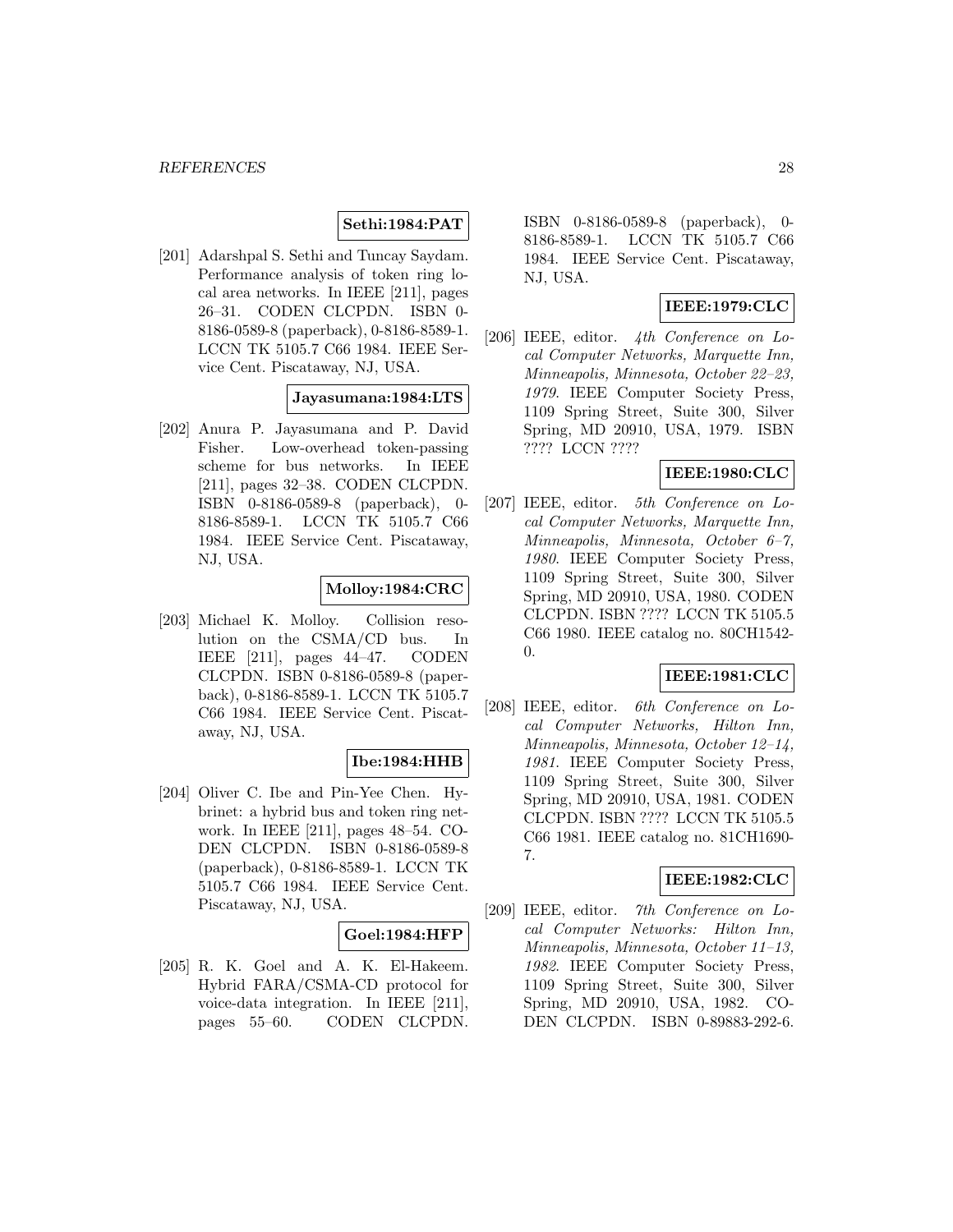**Sethi:1984:PAT**

[201] Adarshpal S. Sethi and Tuncay Saydam. Performance analysis of token ring local area networks. In IEEE [211], pages 26–31. CODEN CLCPDN. ISBN 0-8186-0589-8 (paperback), 0-8186-8589-1. LCCN TK 5105.7 C66 1984. IEEE Service Cent. Piscataway, NJ, USA.

**Jayasumana:1984:LTS**

[202] Anura P. Jayasumana and P. David Fisher. Low-overhead token-passing scheme for bus networks. In IEEE [211], pages 32–38. CODEN CLCPDN. ISBN 0-8186-0589-8 (paperback), 0-8186-8589-1. LCCN TK 5105.7 C66 1984. IEEE Service Cent. Piscataway, NJ, USA.

**Molloy:1984:CRC**

[203] Michael K. Molloy. Collision resolution on the CSMA/CD bus. In IEEE [211], pages 44–47. CODEN CLCPDN. ISBN 0-8186-0589-8 (paperback), 0-8186-8589-1. LCCN TK 5105.7 C66 1984. IEEE Service Cent. Piscataway, NJ, USA.

**Ibe:1984:HHB**

[204] Oliver C. Ibe and Pin-Yee Chen. Hybrinet: a hybrid bus and token ring network. In IEEE [211], pages 48–54. CODEN CLCPDN. ISBN 0-8186-0589-8 (paperback), 0-8186-8589-1. LCCN TK 5105.7 C66 1984. IEEE Service Cent. Piscataway, NJ, USA.

**Goel:1984:HFP**

[205] R. K. Goel and A. K. El-Hakeem. Hybrid FARA/CSMA-CD protocol for voice-data integration. In IEEE [211], pages 55–60. CODEN CLCPDN. ISBN 0-8186-0589-8 (paperback), 0-8186-8589-1. LCCN TK 5105.7 C66 1984. IEEE Service Cent. Piscataway, NJ, USA.

**IEEE:1979:CLC**

[206] IEEE, editor. *4th Conference on Local Computer Networks, Marquette Inn, Minneapolis, Minnesota, October 22–23, 1979*. IEEE Computer Society Press, 1109 Spring Street, Suite 300, Silver Spring, MD 20910, USA, 1979. ISBN ???? LCCN ????

**IEEE:1980:CLC**

[207] IEEE, editor. *5th Conference on Local Computer Networks, Marquette Inn, Minneapolis, Minnesota, October 6–7, 1980*. IEEE Computer Society Press, 1109 Spring Street, Suite 300, Silver Spring, MD 20910, USA, 1980. CODEN CLCPDN. ISBN ???? LCCN TK 5105.5 C66 1980. IEEE catalog no. 80CH1542-0.

**IEEE:1981:CLC**

[208] IEEE, editor. *6th Conference on Local Computer Networks, Hilton Inn, Minneapolis, Minnesota, October 12–14, 1981*. IEEE Computer Society Press, 1109 Spring Street, Suite 300, Silver Spring, MD 20910, USA, 1981. CODEN CLCPDN. ISBN ???? LCCN TK 5105.5 C66 1981. IEEE catalog no. 81CH1690-7.

**IEEE:1982:CLC**

[209] IEEE, editor. *7th Conference on Local Computer Networks: Hilton Inn, Minneapolis, Minnesota, October 11–13, 1982*. IEEE Computer Society Press, 1109 Spring Street, Suite 300, Silver Spring, MD 20910, USA, 1982. CODEN CLCPDN. ISBN 0-89883-292-6.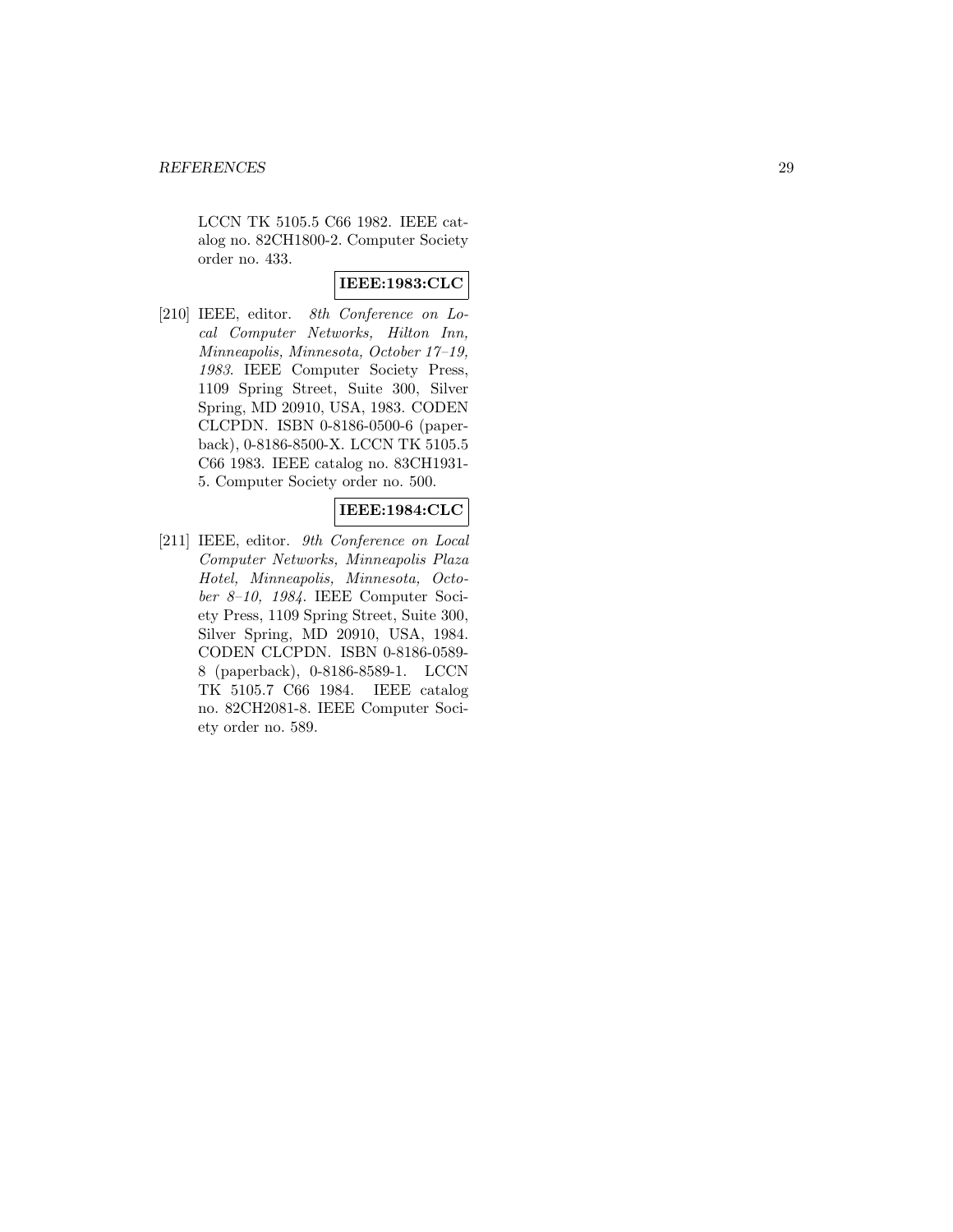LCCN TK 5105.5 C66 1982. IEEE catalog no. 82CH1800-2. Computer Society order no. 433.

**IEEE:1983:CLC**

[210] IEEE, editor. *8th Conference on Local Computer Networks, Hilton Inn, Minneapolis, Minnesota, October 17–19, 1983*. IEEE Computer Society Press, 1109 Spring Street, Suite 300, Silver Spring, MD 20910, USA, 1983. CODEN CLCPDN. ISBN 0-8186-0500-6 (paperback), 0-8186-8500-X. LCCN TK 5105.5 C66 1983. IEEE catalog no. 83CH1931-5. Computer Society order no. 500.

**IEEE:1984:CLC**

[211] IEEE, editor. *9th Conference on Local Computer Networks, Minneapolis Plaza Hotel, Minneapolis, Minnesota, October 8–10, 1984*. IEEE Computer Society Press, 1109 Spring Street, Suite 300, Silver Spring, MD 20910, USA, 1984. CODEN CLCPDN. ISBN 0-8186-0589-8 (paperback), 0-8186-8589-1. LCCN TK 5105.7 C66 1984. IEEE catalog no. 82CH2081-8. IEEE Computer Society order no. 589.